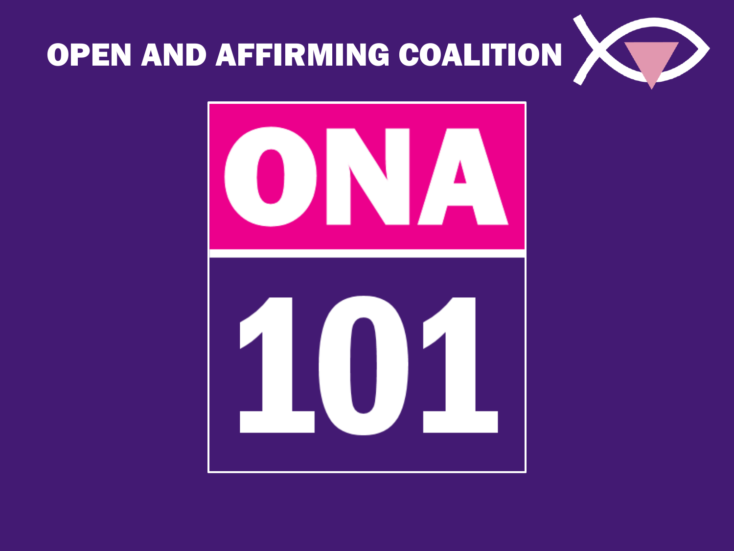# OPEN AND AFFIRMING COALITION

# ONA

# 101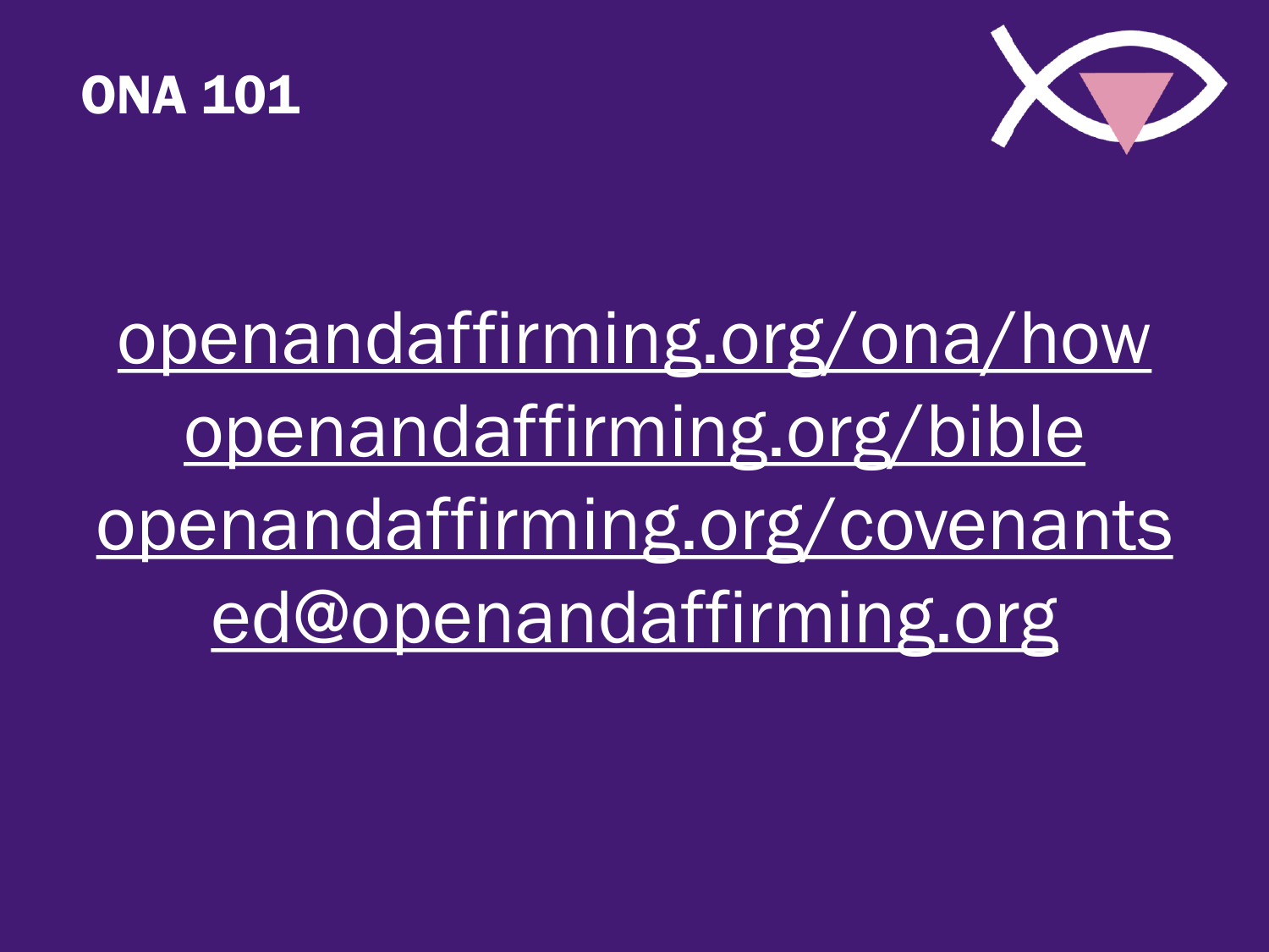ONA 101

openandaffirming.org/ona/how

openandaffirming.org/bible

openandaffirming.org/covenants

ed@openandaffirming.org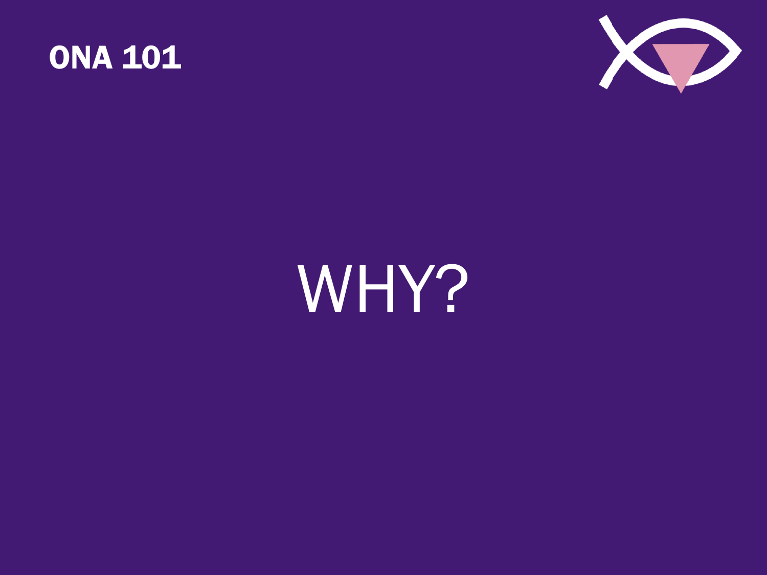ONA 101

# WHY?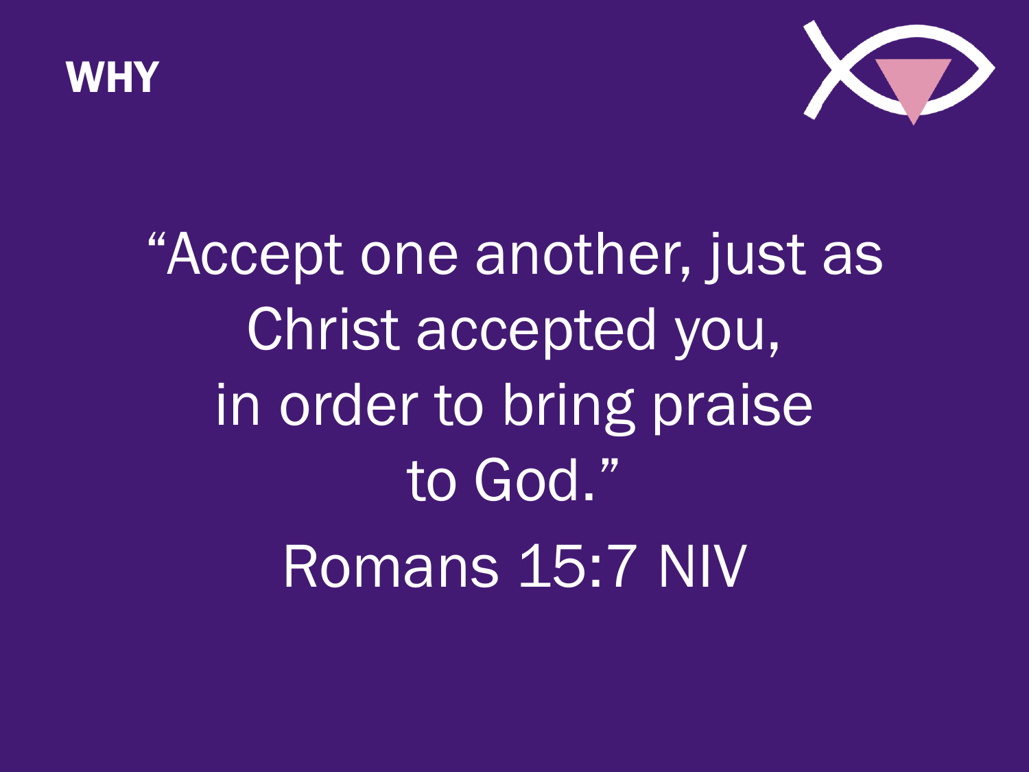# WHY

"Accept one another, just as Christ accepted you, in order to bring praise to God."

Romans 15:7 NIV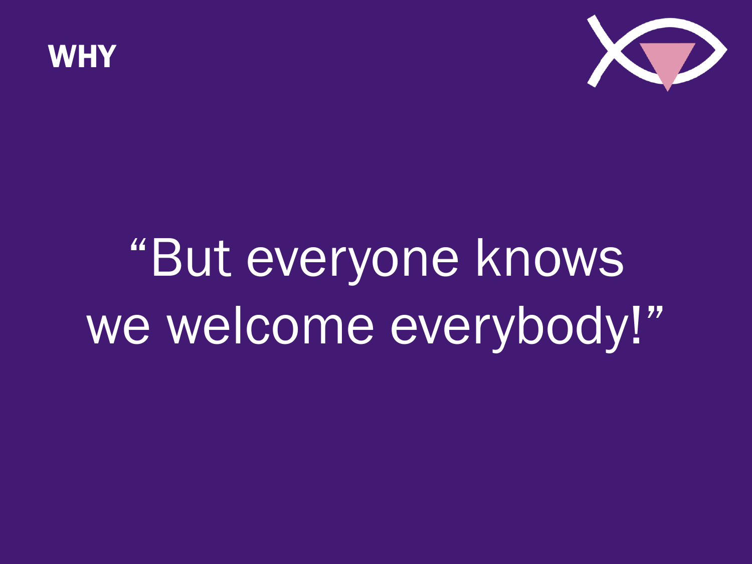**WHY**

# "But everyone knows we welcome everybody!"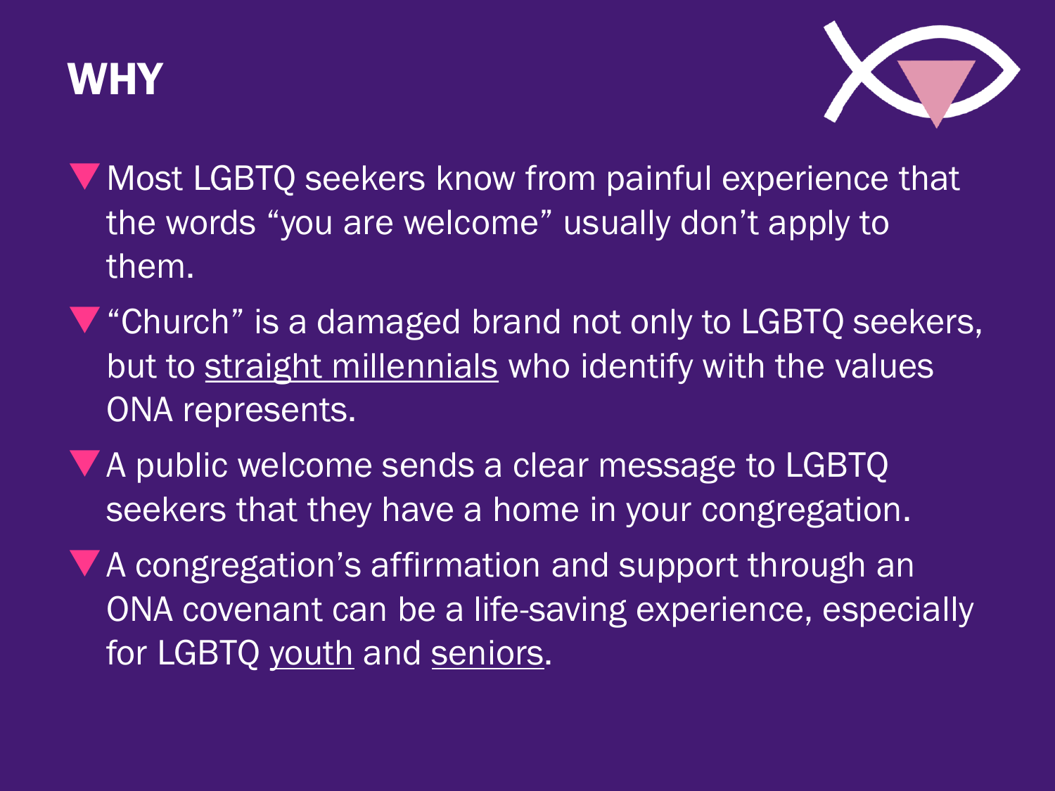# WHY

- Most LGBTQ seekers know from painful experience that the words "you are welcome" usually don't apply to them.
- "Church" is a damaged brand not only to LGBTQ seekers, but to straight millennials who identify with the values ONA represents.
- A public welcome sends a clear message to LGBTQ seekers that they have a home in your congregation.
- A congregation's affirmation and support through an ONA covenant can be a life-saving experience, especially for LGBTQ youth and seniors.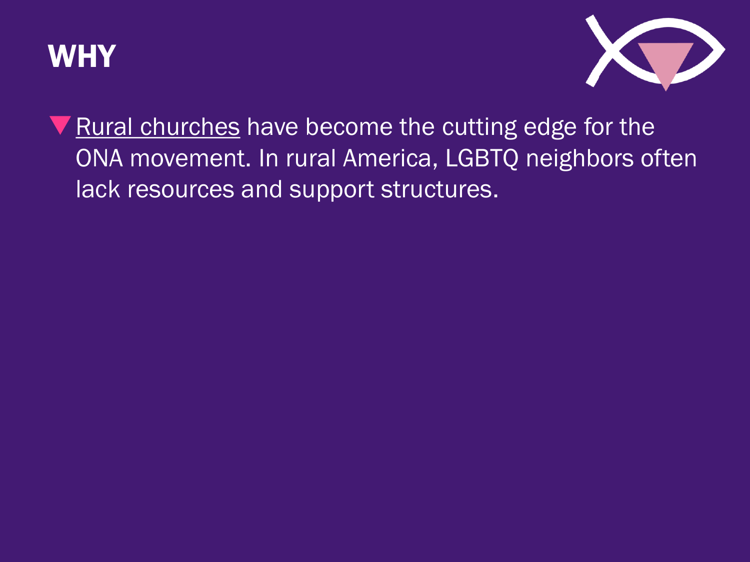# WHY

- Rural churches have become the cutting edge for the ONA movement. In rural America, LGBTQ neighbors often lack resources and support structures.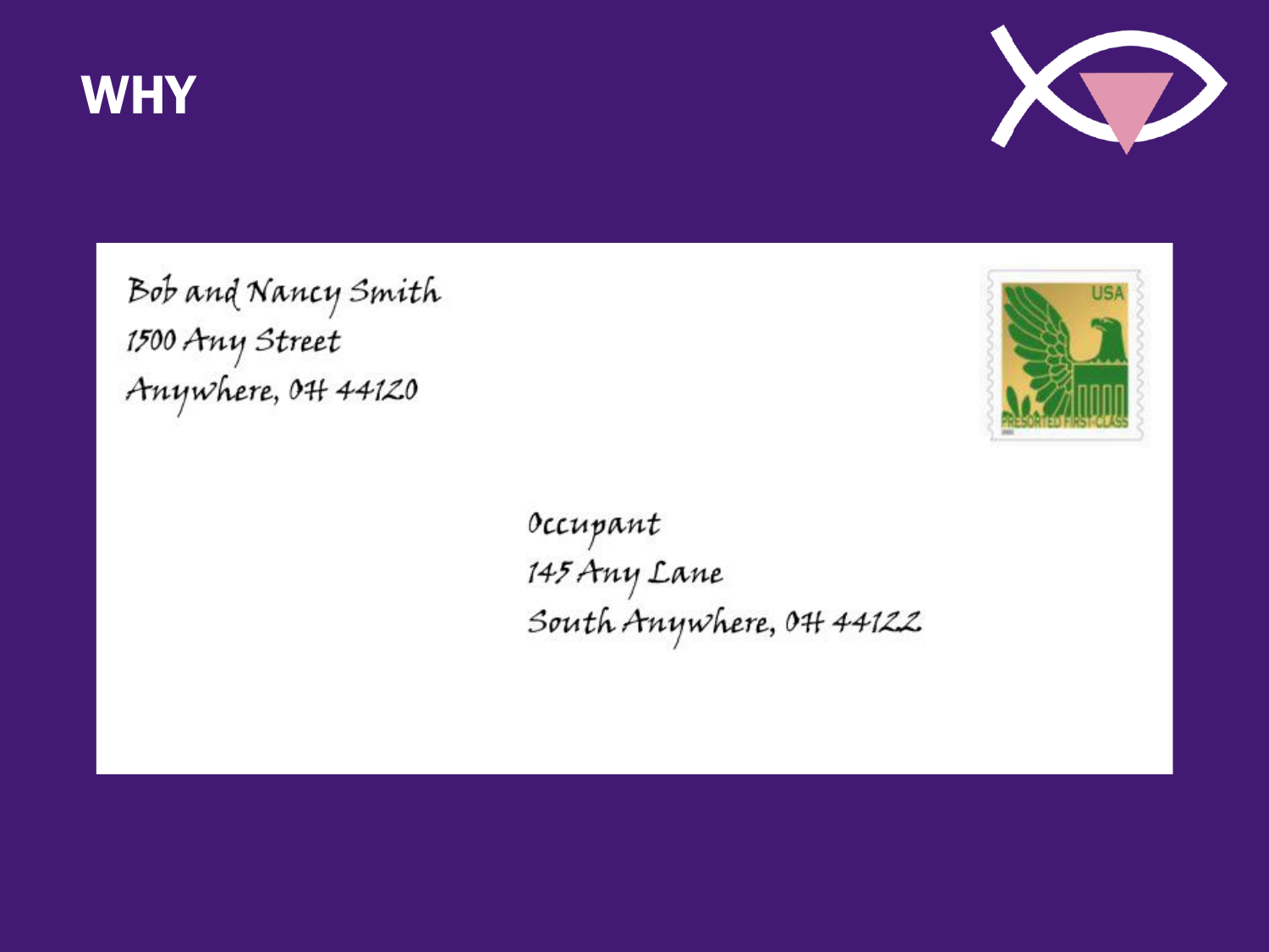# WHY

Bob and Nancy Smith
1500 Any Street
Anywhere, OH 44120

USA
PRESORTED FIRST-CLASS

Occupant
145 Any Lane
South Anywhere, OH 44122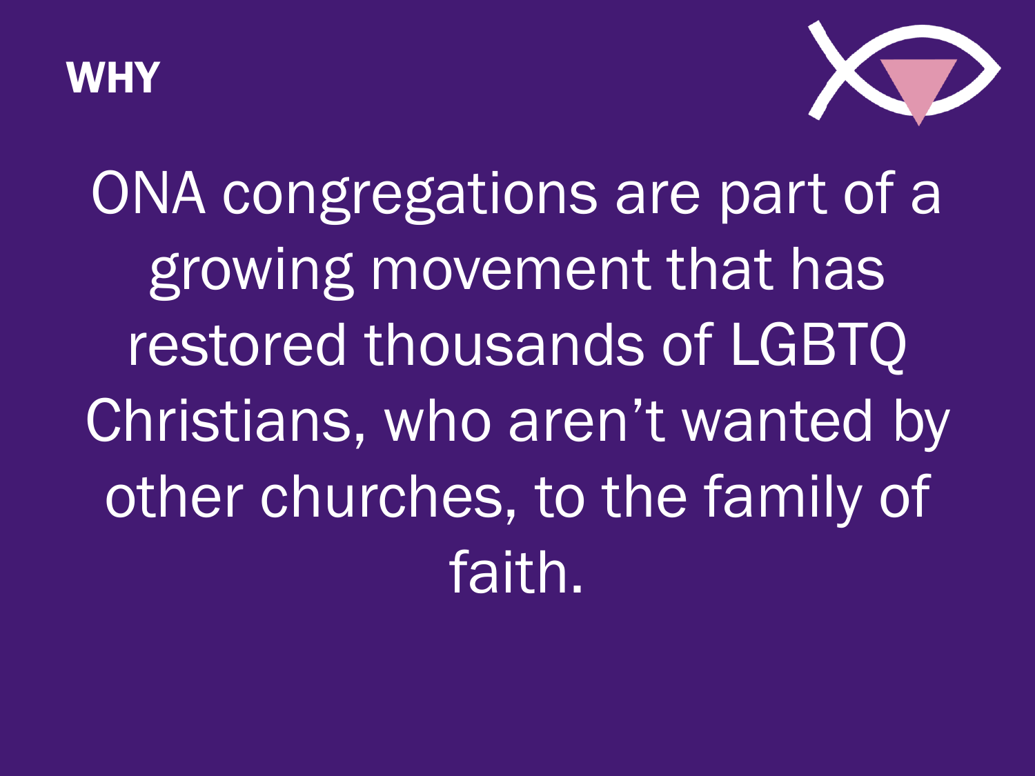## WHY

ONA congregations are part of a growing movement that has restored thousands of LGBTQ Christians, who aren't wanted by other churches, to the family of faith.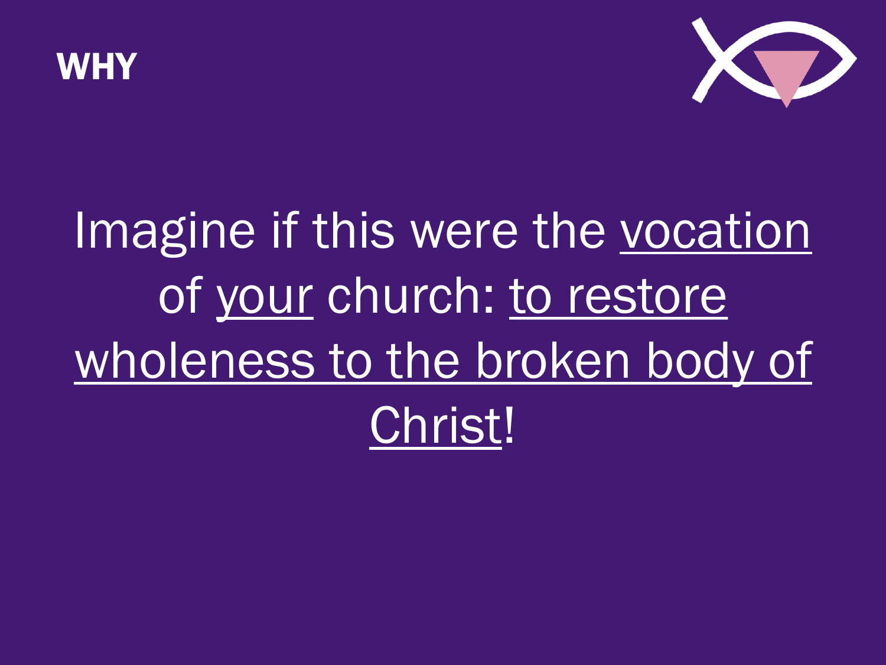## WHY

Imagine if this were the vocation of your church: to restore wholeness to the broken body of Christ!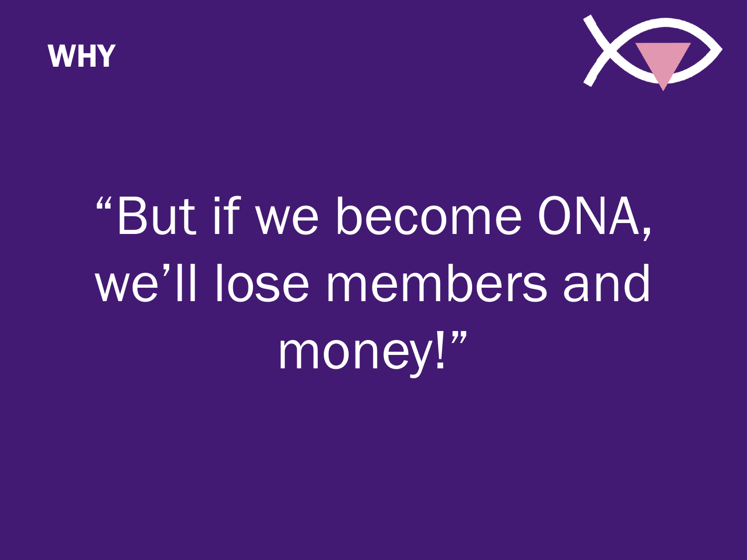**WHY**

“But if we become ONA, we’ll lose members and money!”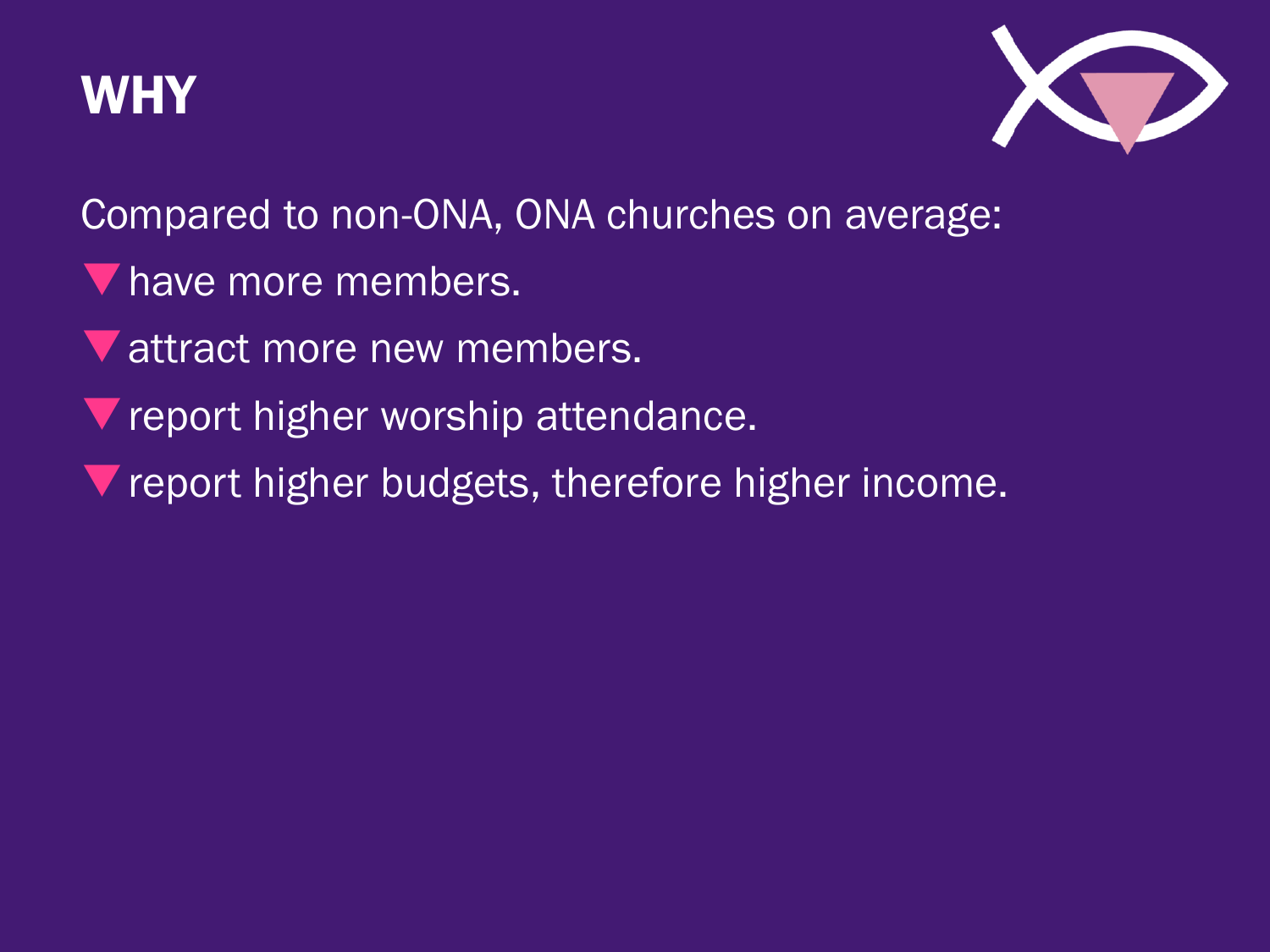# WHY

Compared to non-ONA, ONA churches on average:

- have more members.
- attract more new members.
- report higher worship attendance.
- report higher budgets, therefore higher income.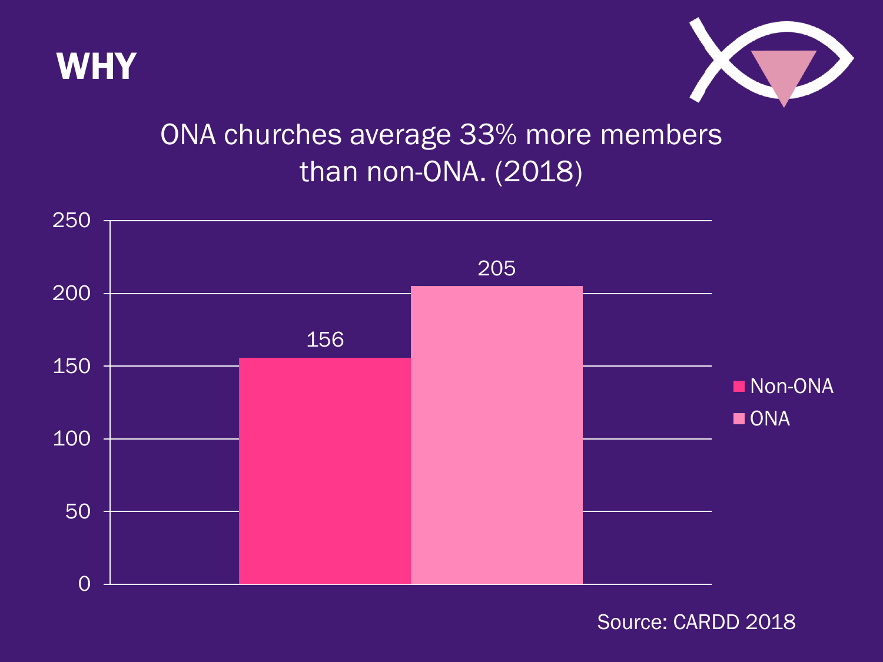# WHY

ONA churches average 33% more members than non-ONA. (2018)

| | Members |
|---|---|
| Non-ONA | 156 |
| ONA | 205 |

Source: CARDD 2018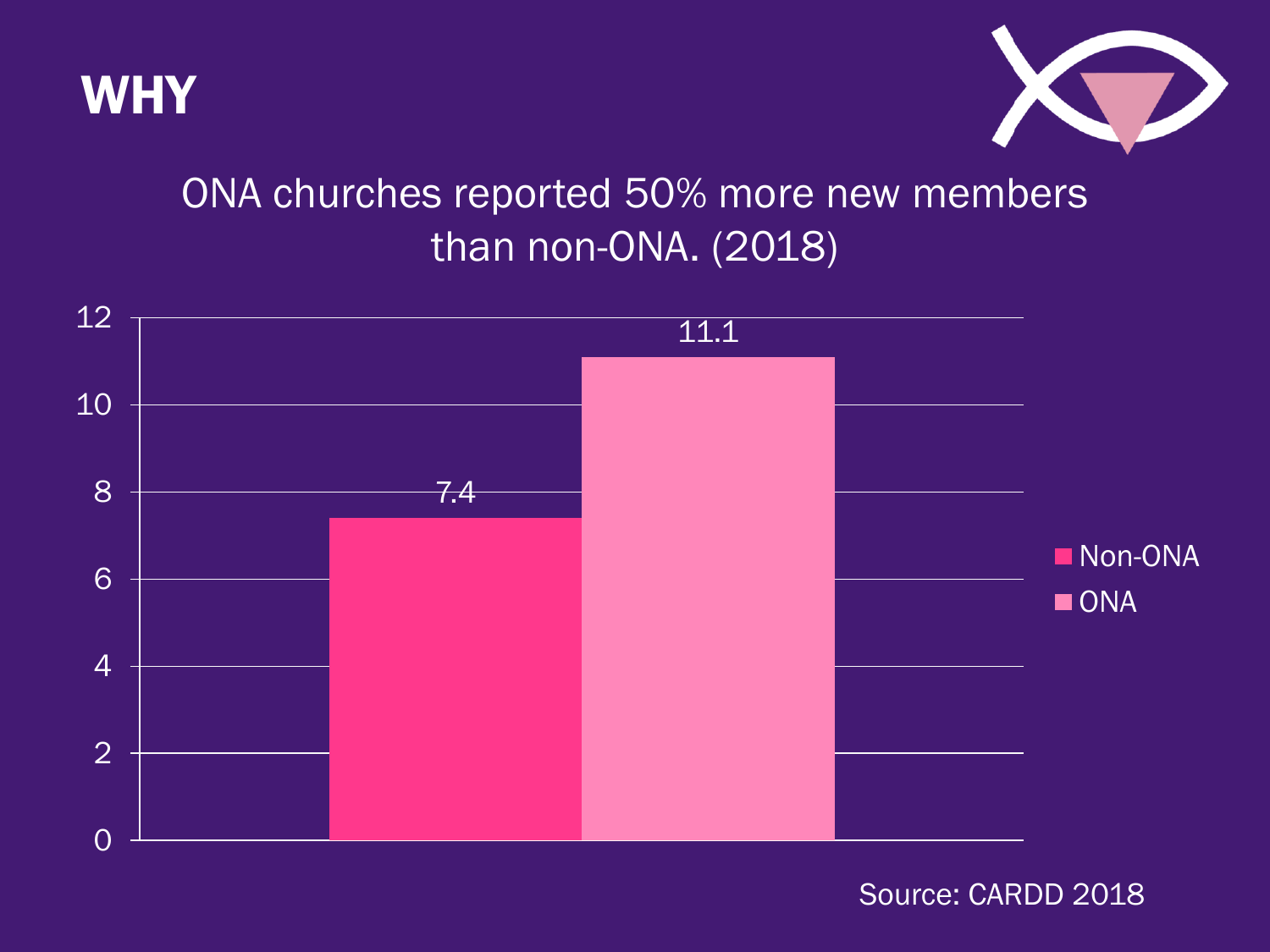# WHY

ONA churches reported 50% more new members than non-ONA. (2018)

| | Value |
|---|---|
| Non-ONA | 7.4 |
| ONA | 11.1 |

Source: CARDD 2018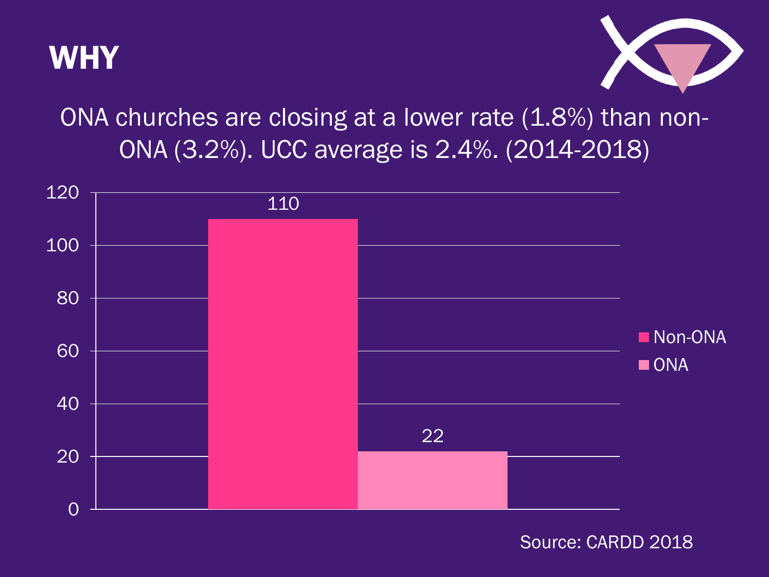# WHY

ONA churches are closing at a lower rate (1.8%) than non-ONA (3.2%). UCC average is 2.4%. (2014-2018)

| | Number |
|---|---|
| Non-ONA | 110 |
| ONA | 22 |

Source: CARDD 2018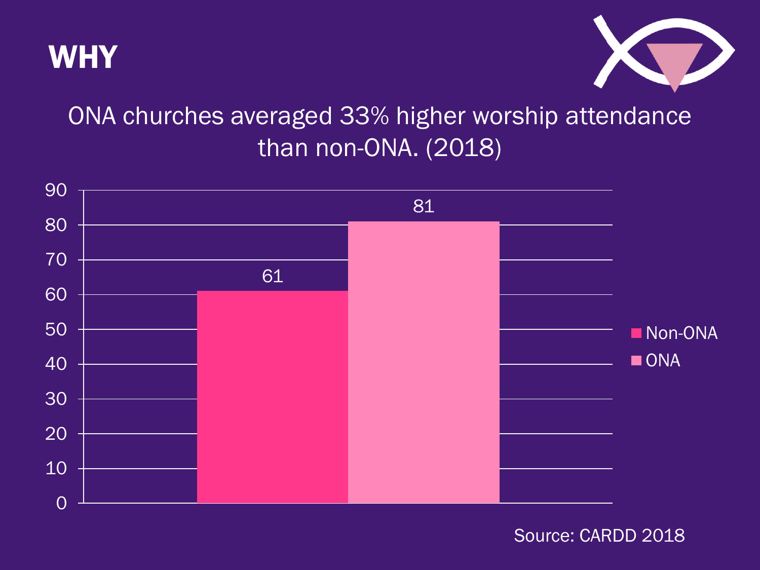# WHY

ONA churches averaged 33% higher worship attendance than non-ONA. (2018)

| | Worship attendance |
|---|---|
| Non-ONA | 61 |
| ONA | 81 |

Source: CARDD 2018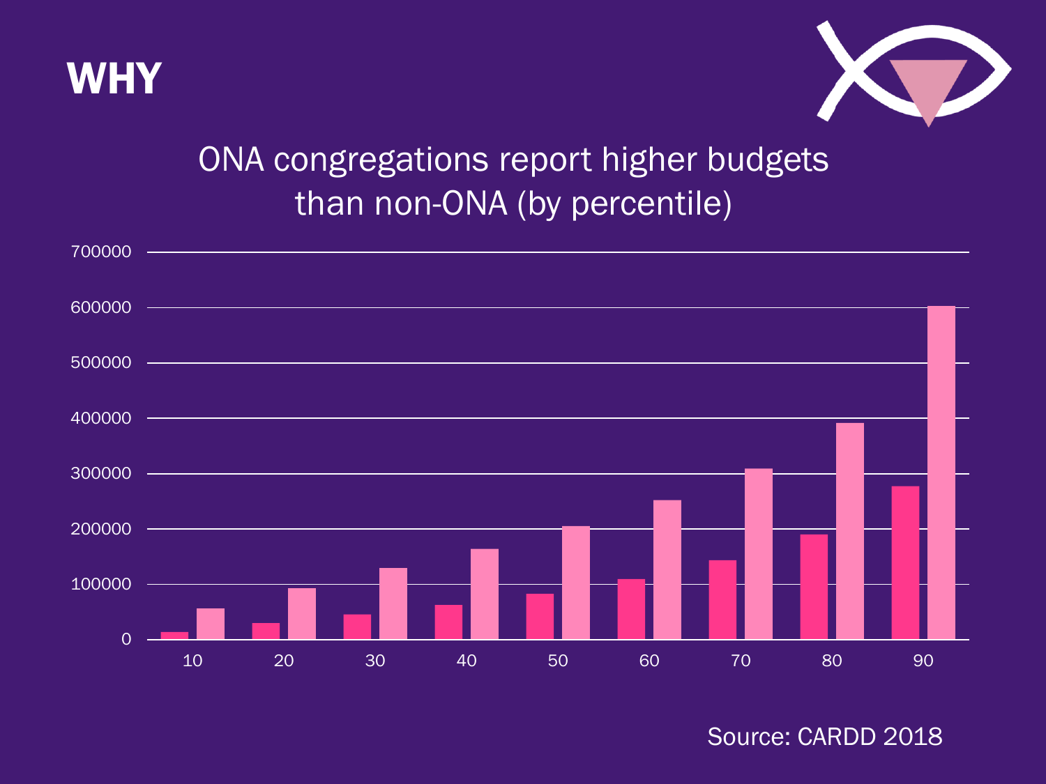# WHY

## ONA congregations report higher budgets than non-ONA (by percentile)

| Percentile | Non-ONA | ONA |
|---|---|---|
| 10 | ~13,000 | ~56,000 |
| 20 | ~30,000 | ~93,000 |
| 30 | ~45,000 | ~130,000 |
| 40 | ~63,000 | ~164,000 |
| 50 | ~83,000 | ~205,000 |
| 60 | ~110,000 | ~252,000 |
| 70 | ~143,000 | ~309,000 |
| 80 | ~190,000 | ~392,000 |
| 90 | ~277,000 | ~602,000 |

Source: CARDD 2018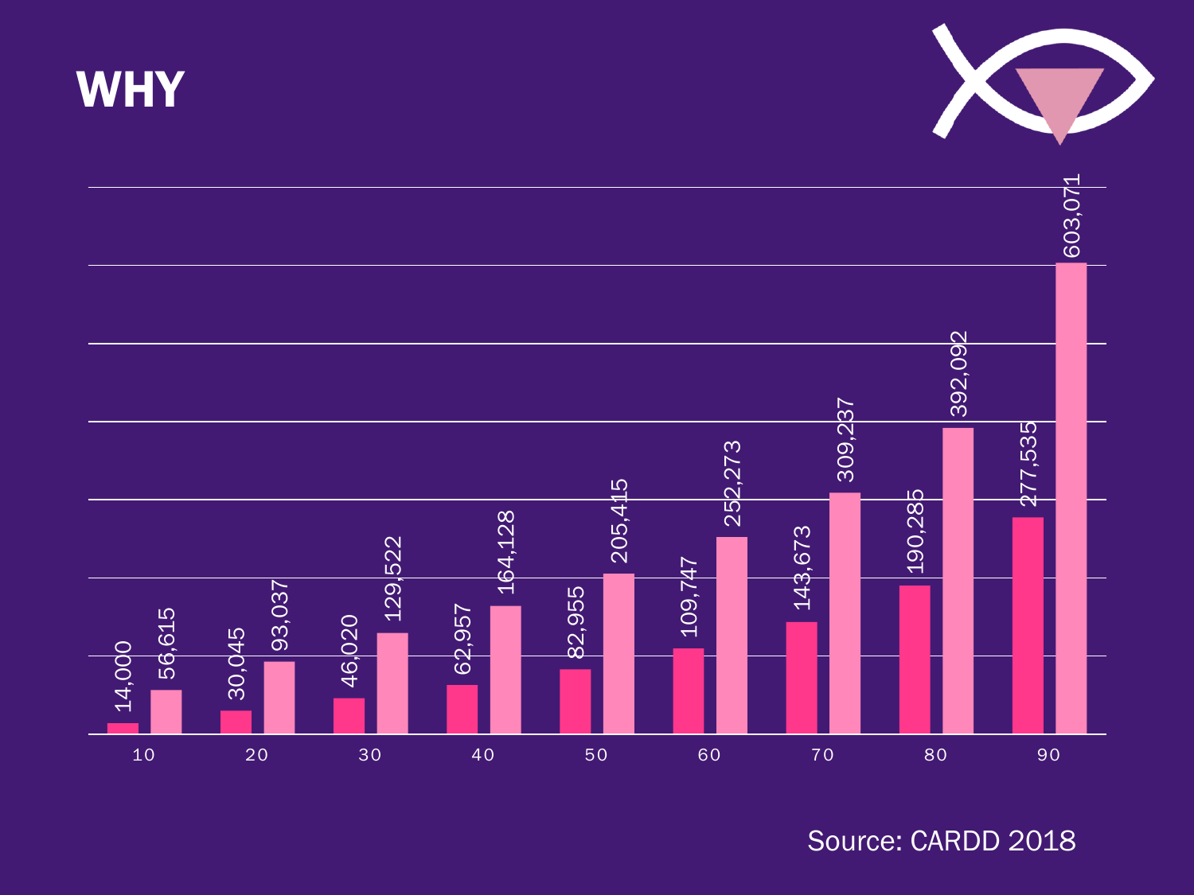# WHY

| | Series 1 | Series 2 |
|---|---|---|
| 10 | 14,000 | 56,615 |
| 20 | 30,045 | 93,037 |
| 30 | 46,020 | 129,522 |
| 40 | 62,957 | 164,128 |
| 50 | 82,955 | 205,415 |
| 60 | 109,747 | 252,273 |
| 70 | 143,673 | 309,237 |
| 80 | 190,285 | 392,092 |
| 90 | 277,535 | 603,071 |

Source: CARDD 2018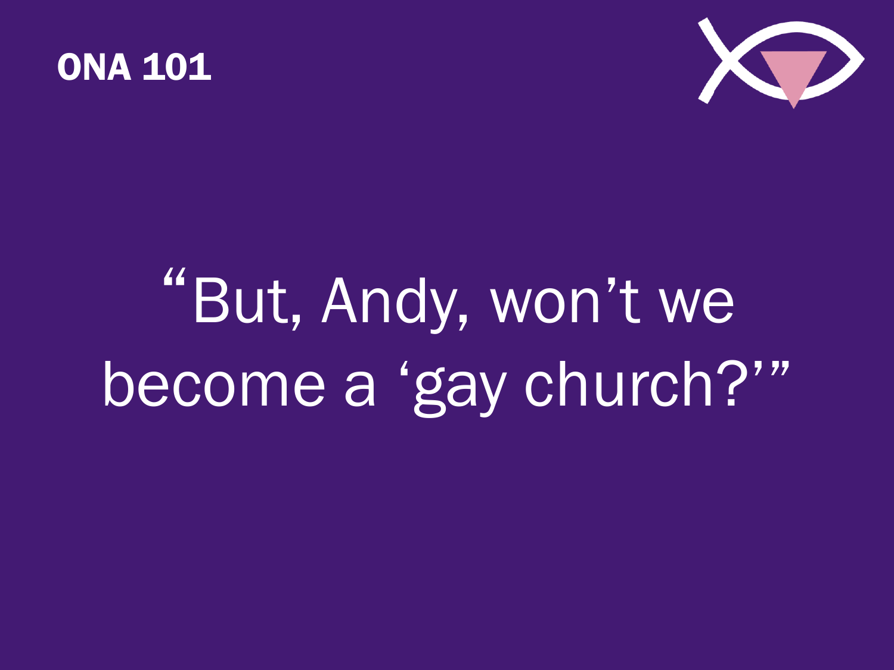ONA 101

# “But, Andy, won’t we become a ‘gay church?’”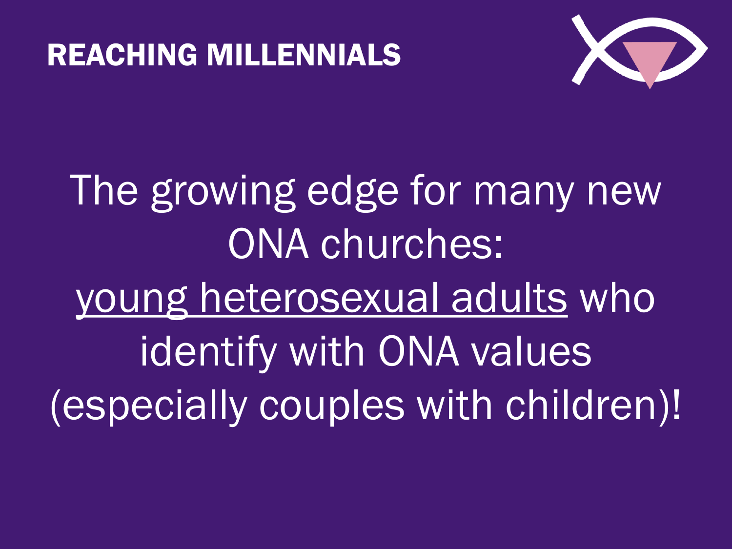# REACHING MILLENNIALS

The growing edge for many new ONA churches: young heterosexual adults who identify with ONA values (especially couples with children)!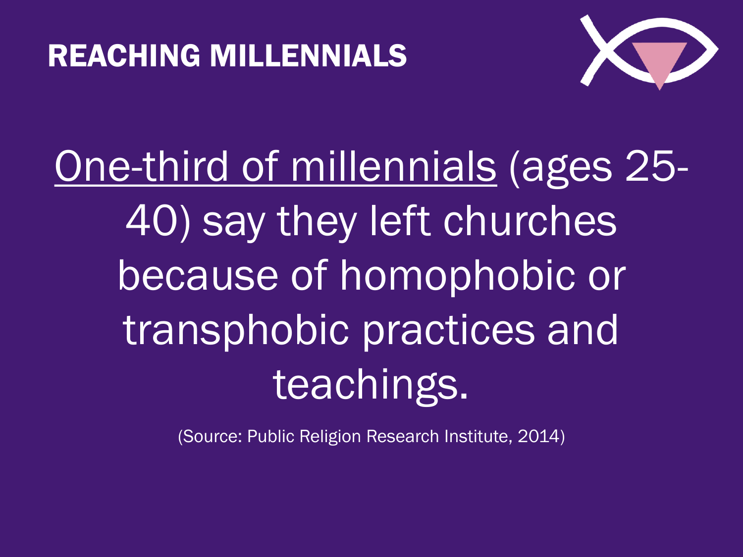# REACHING MILLENNIALS

One-third of millennials (ages 25-40) say they left churches because of homophobic or transphobic practices and teachings.

(Source: Public Religion Research Institute, 2014)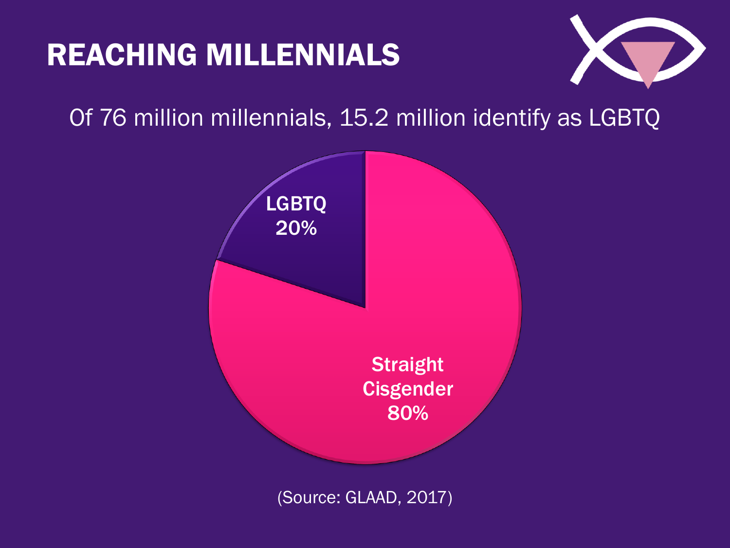# REACHING MILLENNIALS

Of 76 million millennials, 15.2 million identify as LGBTQ

LGBTQ
20%

Straight
Cisgender
80%

(Source: GLAAD, 2017)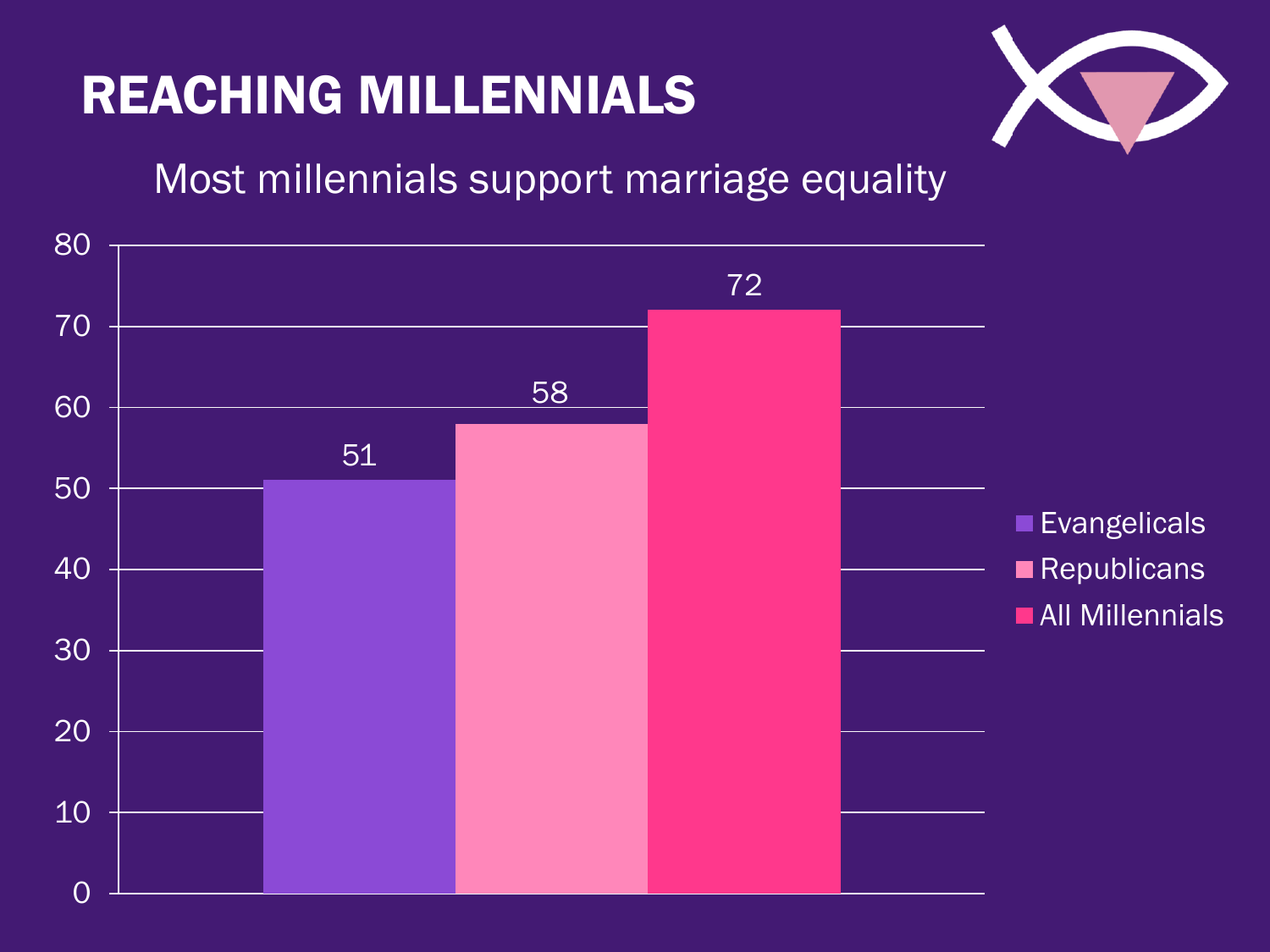# REACHING MILLENNIALS

Most millennials support marriage equality

| | Value |
|---|---|
| Evangelicals | 51 |
| Republicans | 58 |
| All Millennials | 72 |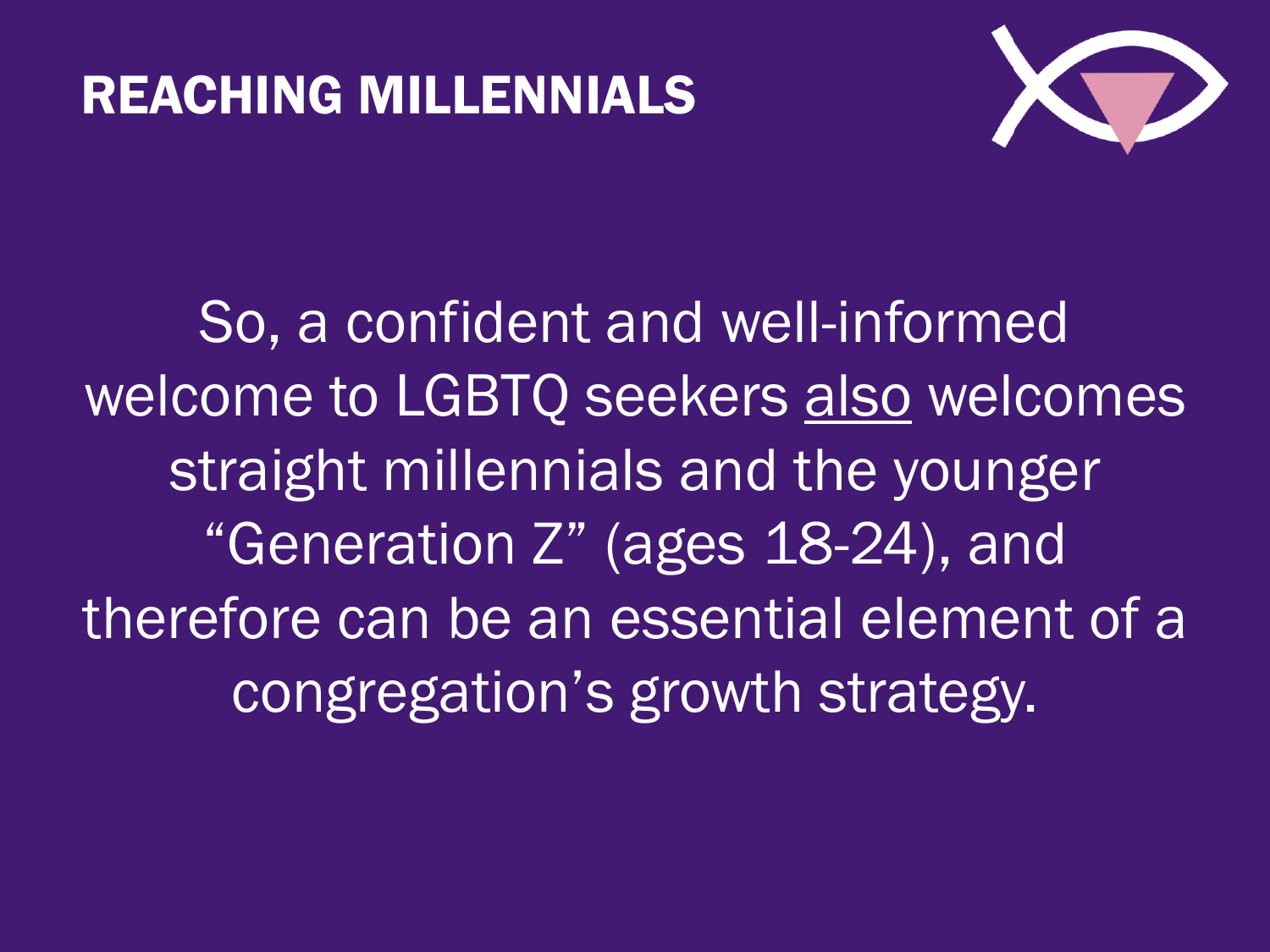# REACHING MILLENNIALS

So, a confident and well-informed welcome to LGBTQ seekers also welcomes straight millennials and the younger "Generation Z" (ages 18-24), and therefore can be an essential element of a congregation's growth strategy.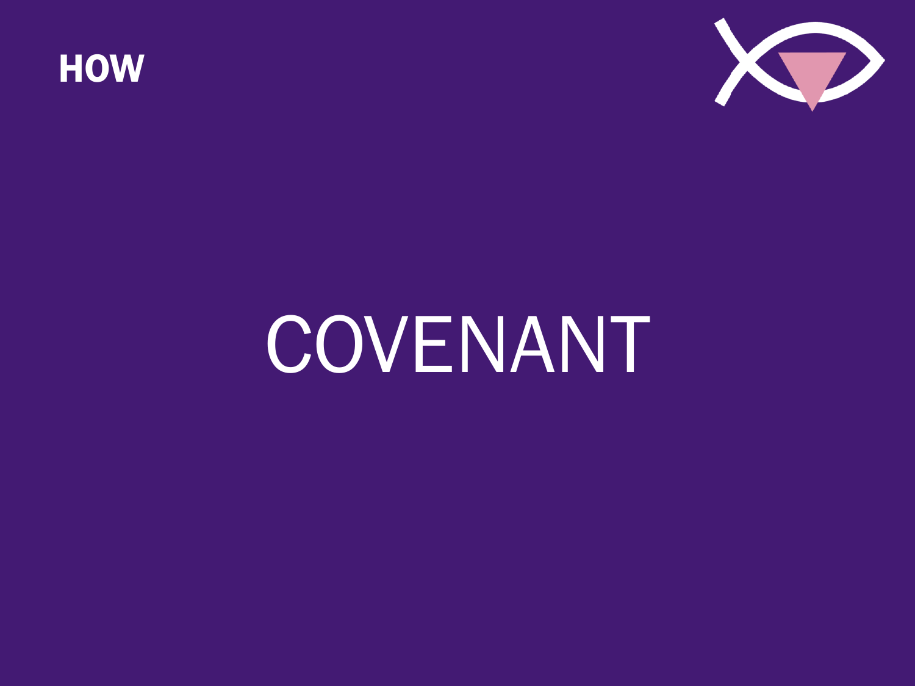HOW

# COVENANT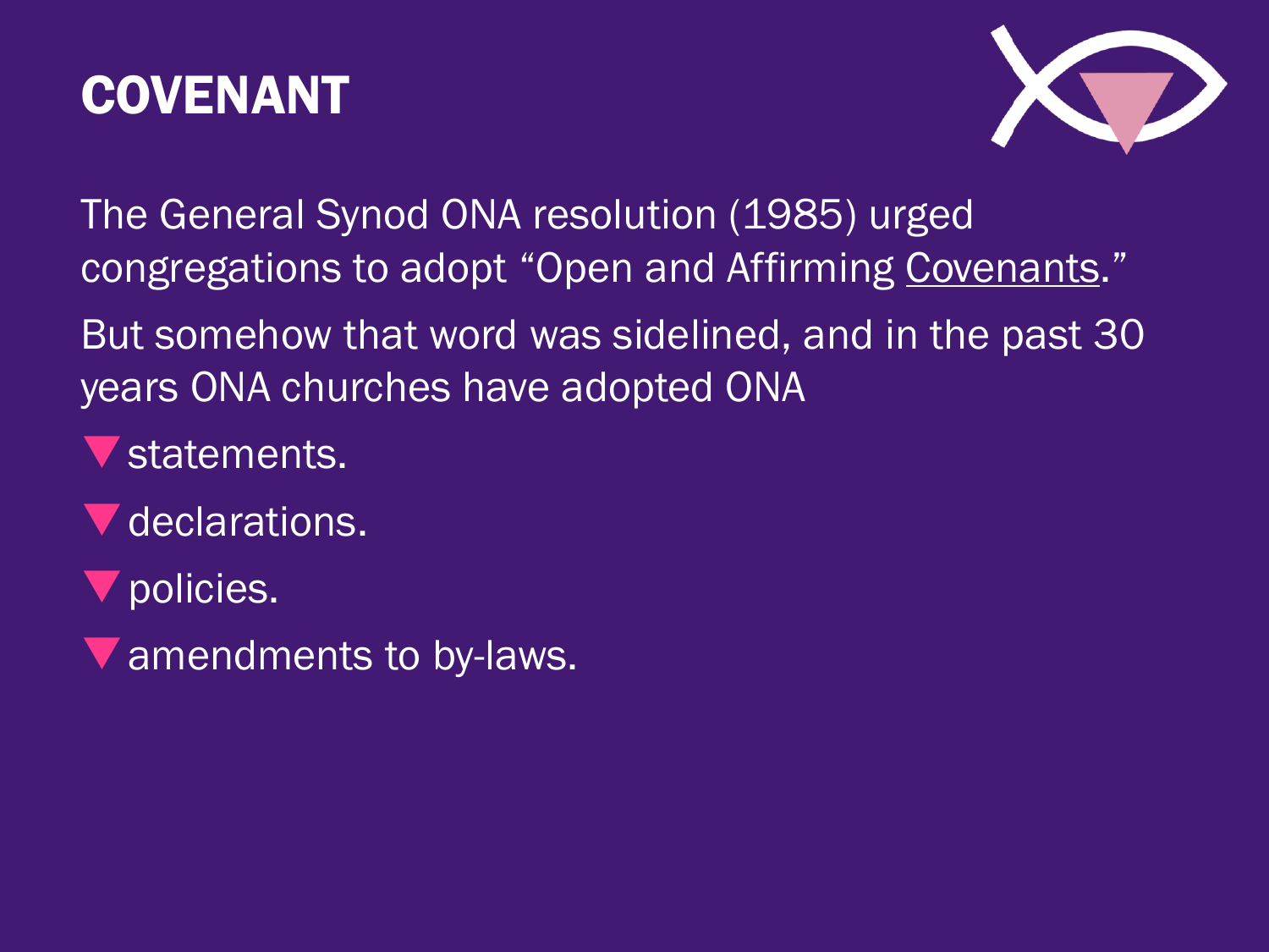# COVENANT

The General Synod ONA resolution (1985) urged congregations to adopt "Open and Affirming Covenants."

But somehow that word was sidelined, and in the past 30 years ONA churches have adopted ONA

- statements.
- declarations.
- policies.
- amendments to by-laws.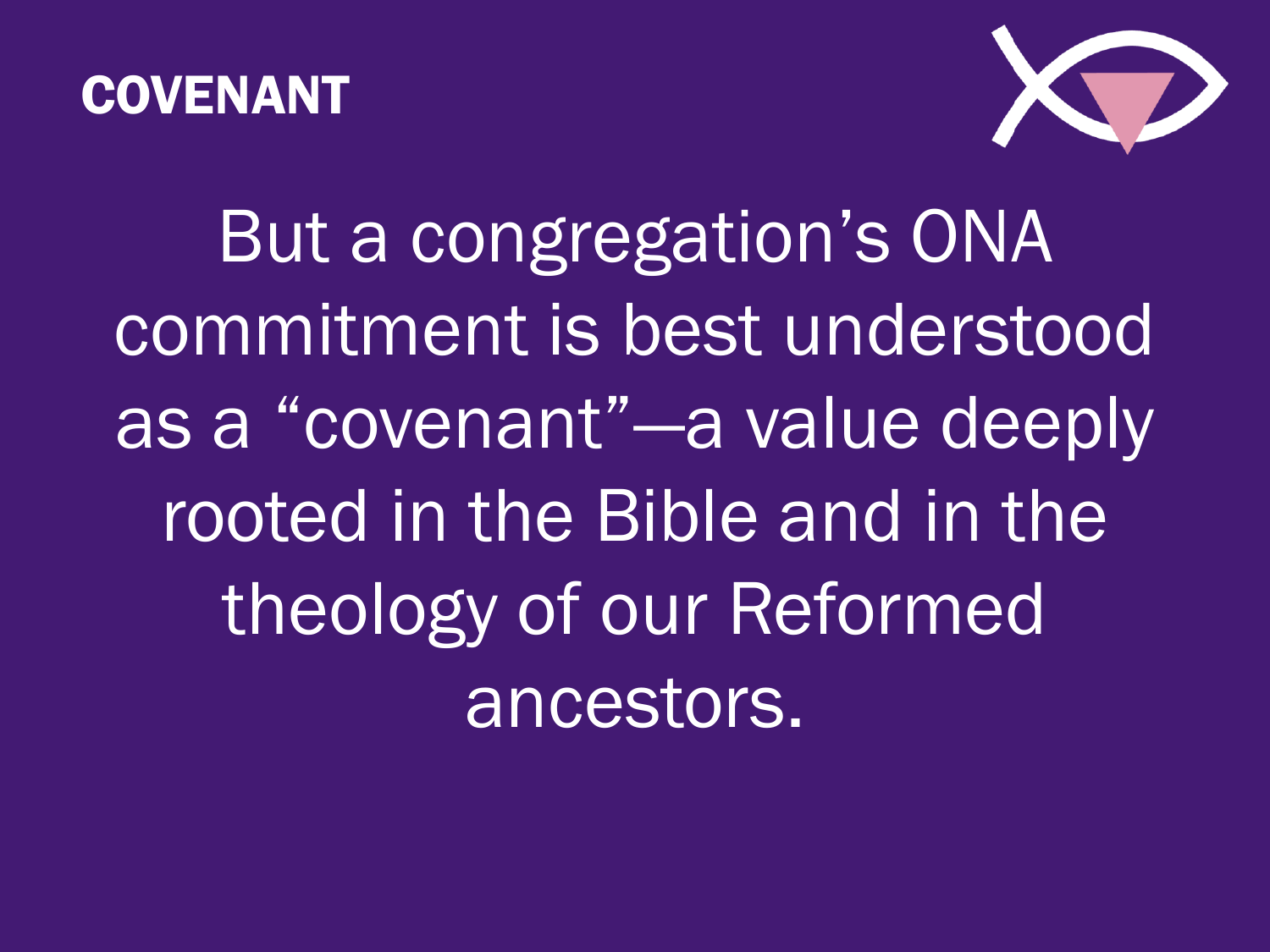## COVENANT

But a congregation’s ONA commitment is best understood as a “covenant”—a value deeply rooted in the Bible and in the theology of our Reformed ancestors.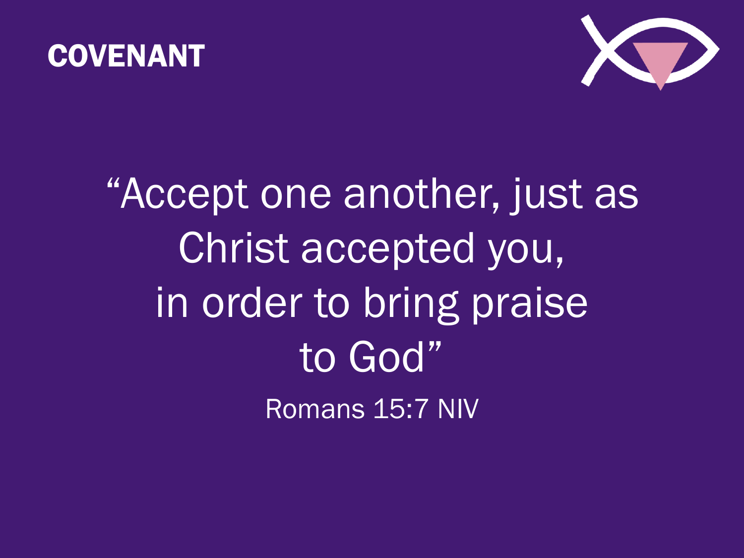**COVENANT**

“Accept one another, just as Christ accepted you, in order to bring praise to God”

Romans 15:7 NIV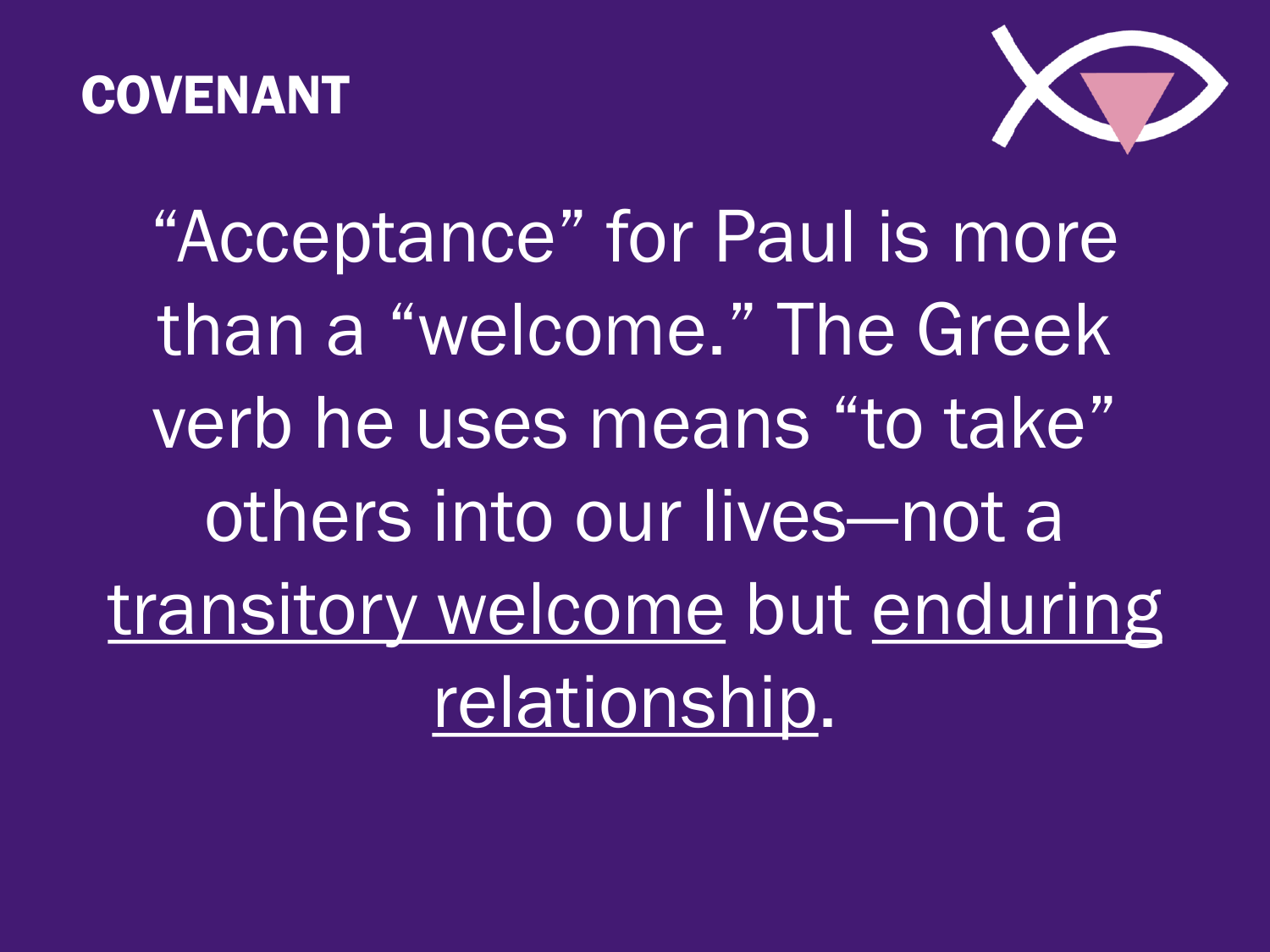## COVENANT

"Acceptance" for Paul is more than a "welcome." The Greek verb he uses means "to take" others into our lives—not a <u>transitory welcome</u> but <u>enduring relationship</u>.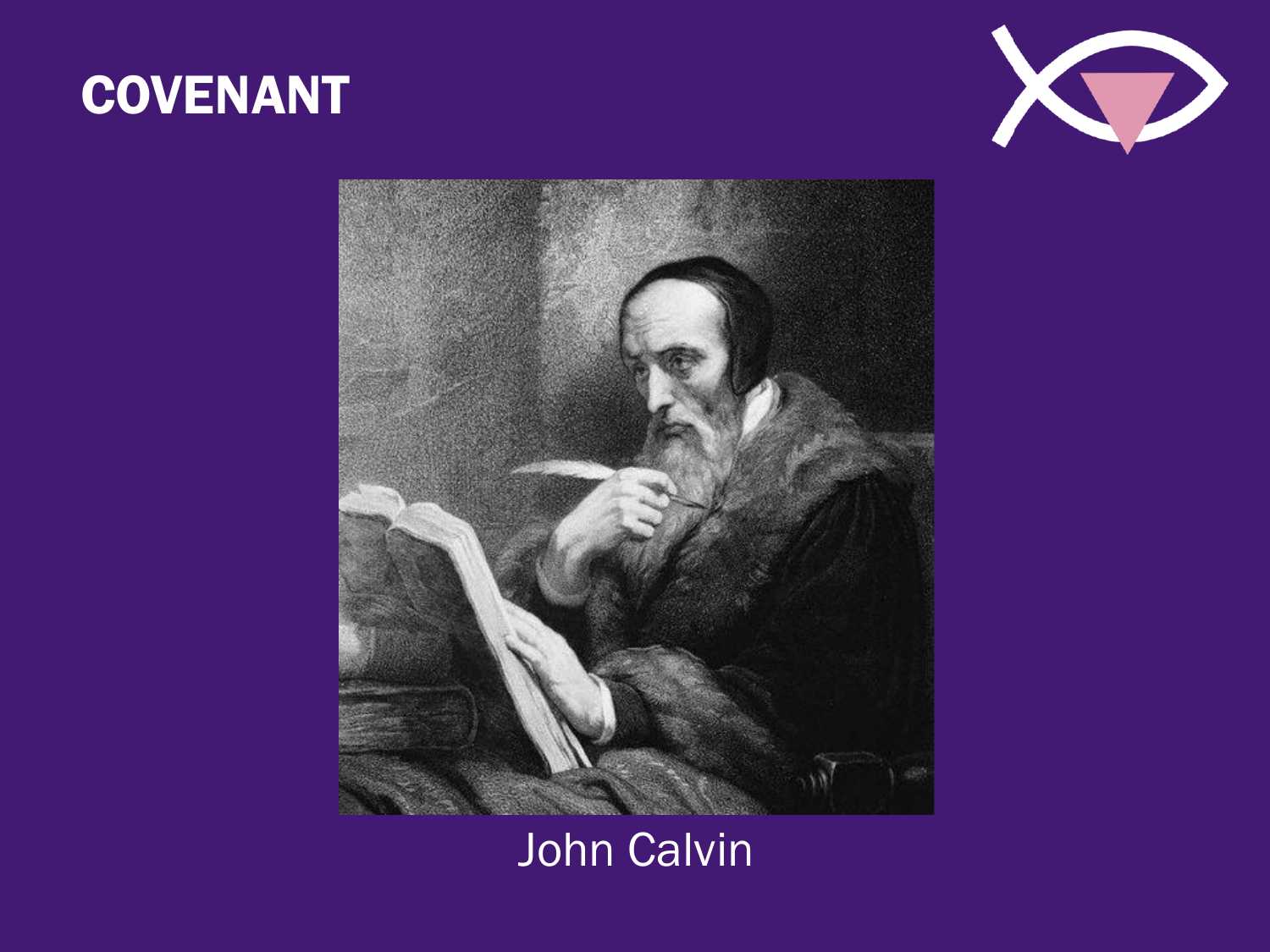# COVENANT

John Calvin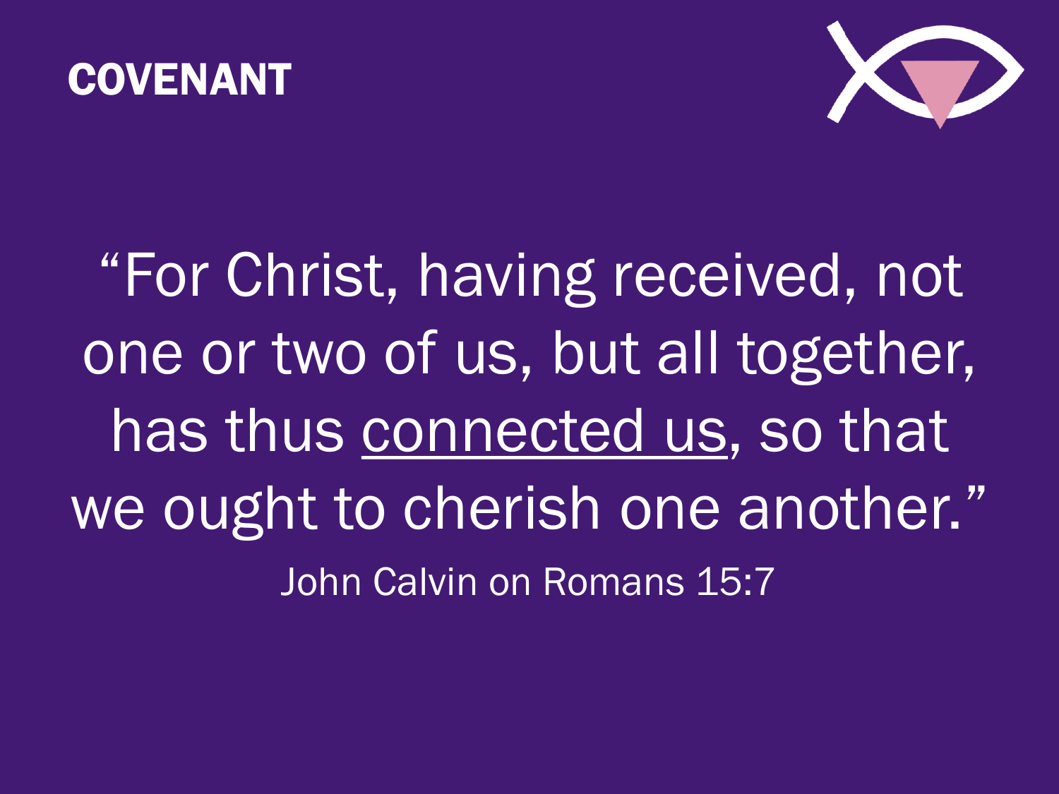# COVENANT

“For Christ, having received, not one or two of us, but all together, has thus <u>connected us</u>, so that we ought to cherish one another.”

John Calvin on Romans 15:7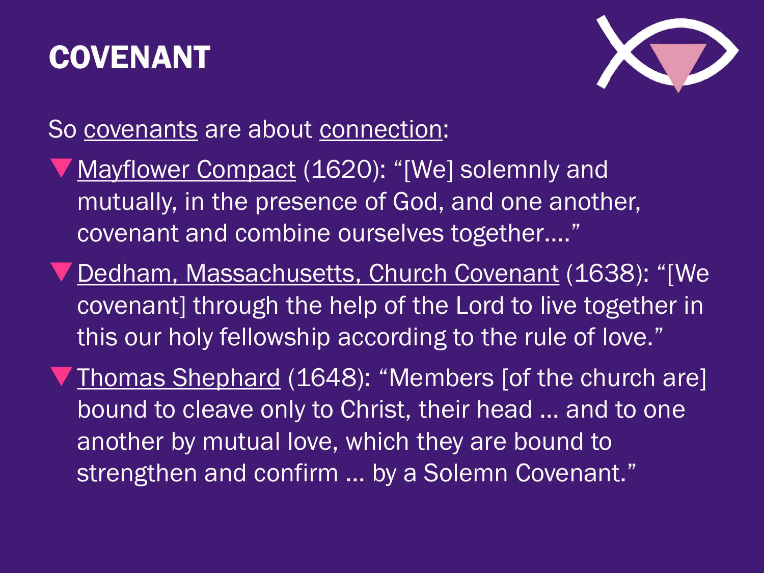# COVENANT

So covenants are about connection:

- Mayflower Compact (1620): "[We] solemnly and mutually, in the presence of God, and one another, covenant and combine ourselves together…."
- Dedham, Massachusetts, Church Covenant (1638): "[We covenant] through the help of the Lord to live together in this our holy fellowship according to the rule of love."
- Thomas Shephard (1648): "Members [of the church are] bound to cleave only to Christ, their head … and to one another by mutual love, which they are bound to strengthen and confirm … by a Solemn Covenant."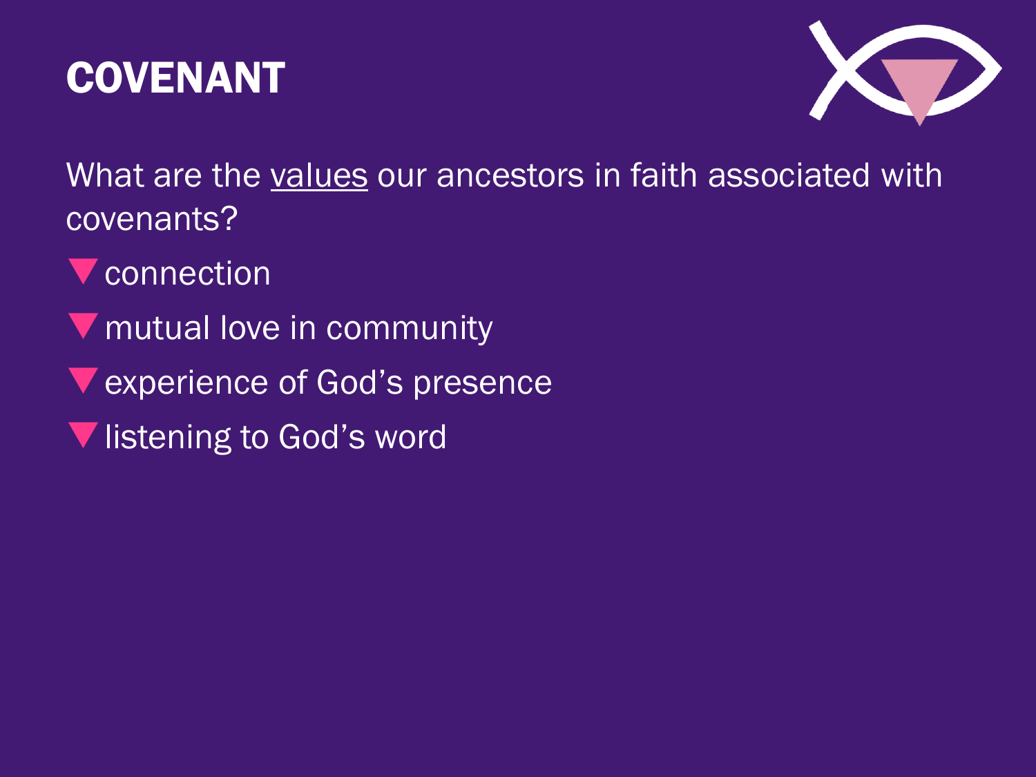# COVENANT

What are the <u>values</u> our ancestors in faith associated with covenants?

- connection
- mutual love in community
- experience of God's presence
- listening to God's word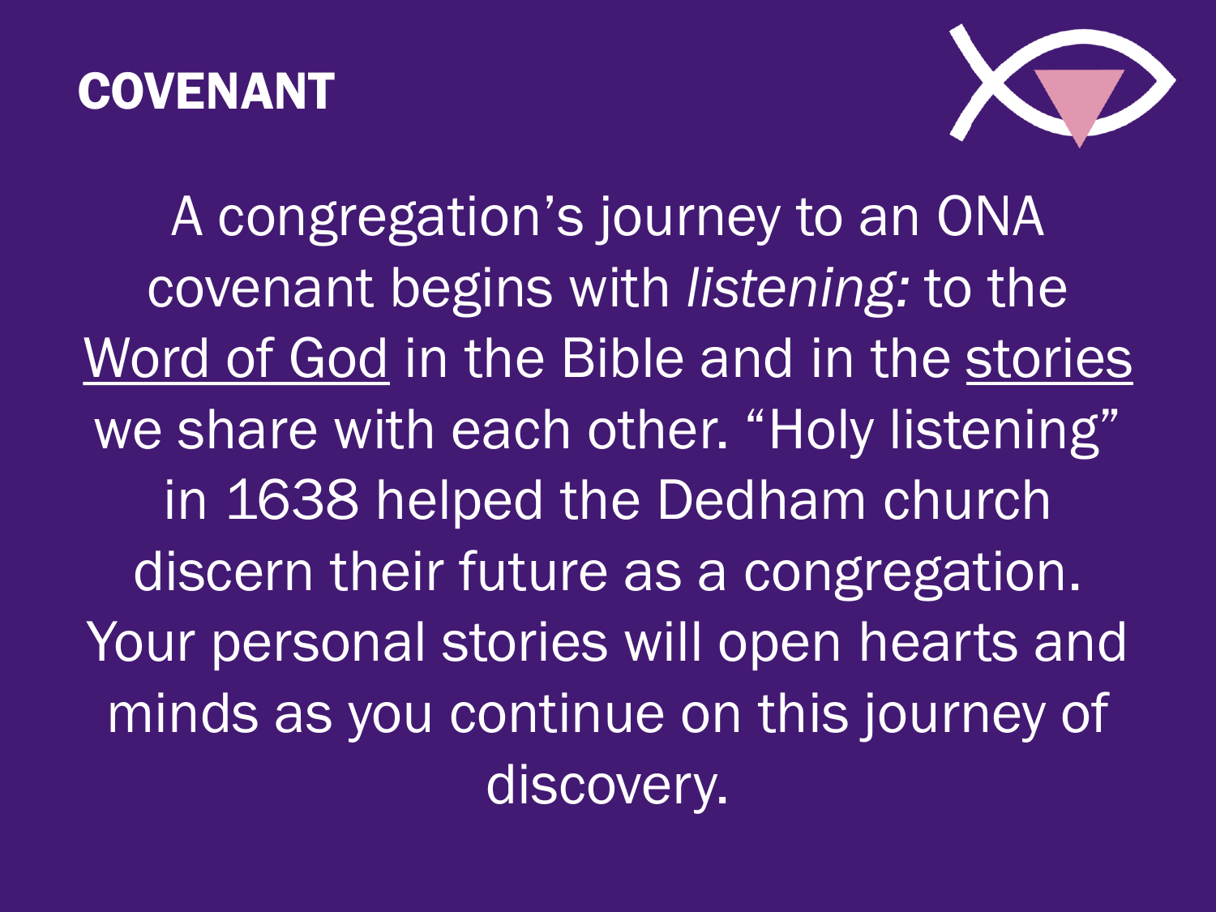# COVENANT

A congregation's journey to an ONA covenant begins with *listening:* to the Word of God in the Bible and in the stories we share with each other. "Holy listening" in 1638 helped the Dedham church discern their future as a congregation. Your personal stories will open hearts and minds as you continue on this journey of discovery.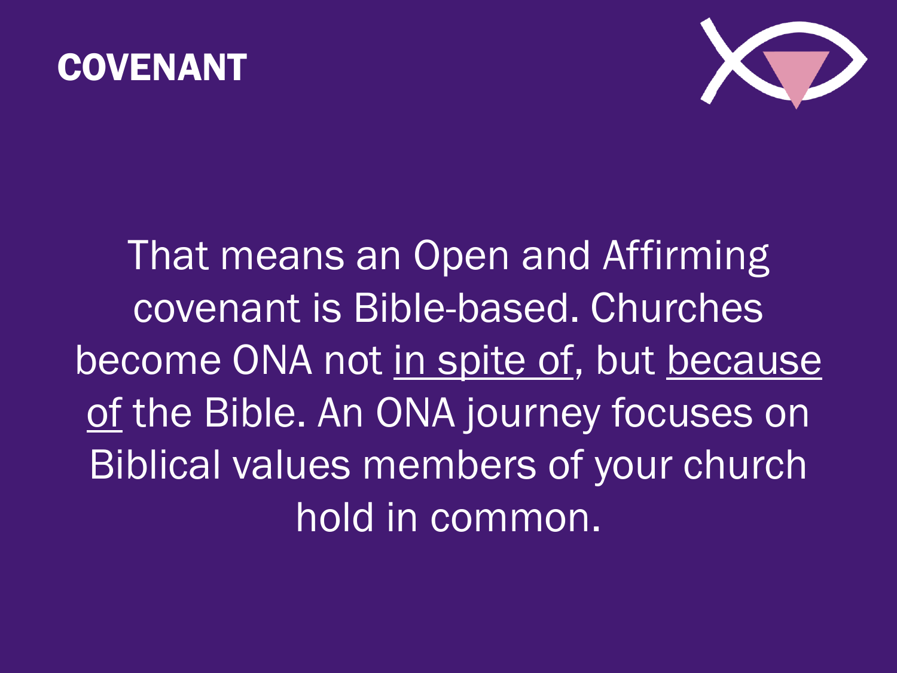# COVENANT

That means an Open and Affirming covenant is Bible-based. Churches become ONA not <u>in spite of</u>, but <u>because of</u> the Bible. An ONA journey focuses on Biblical values members of your church hold in common.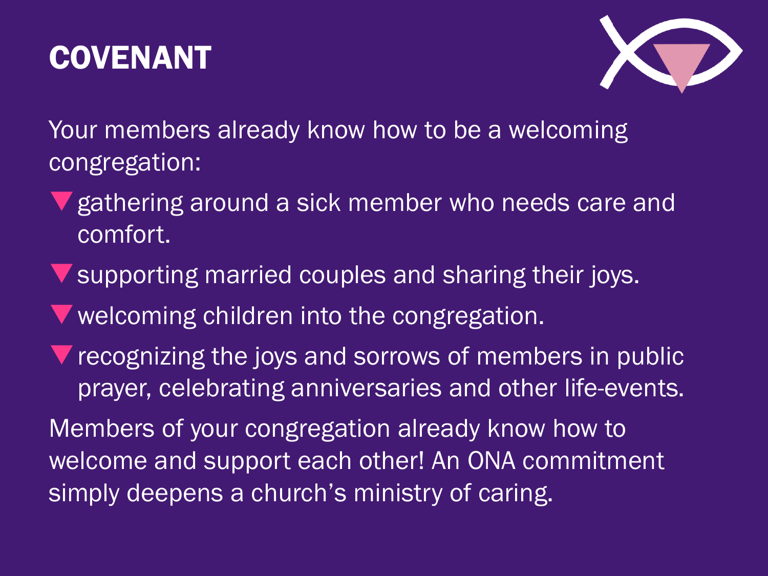# COVENANT

Your members already know how to be a welcoming congregation:

- gathering around a sick member who needs care and comfort.
- supporting married couples and sharing their joys.
- welcoming children into the congregation.
- recognizing the joys and sorrows of members in public prayer, celebrating anniversaries and other life-events.

Members of your congregation already know how to welcome and support each other! An ONA commitment simply deepens a church's ministry of caring.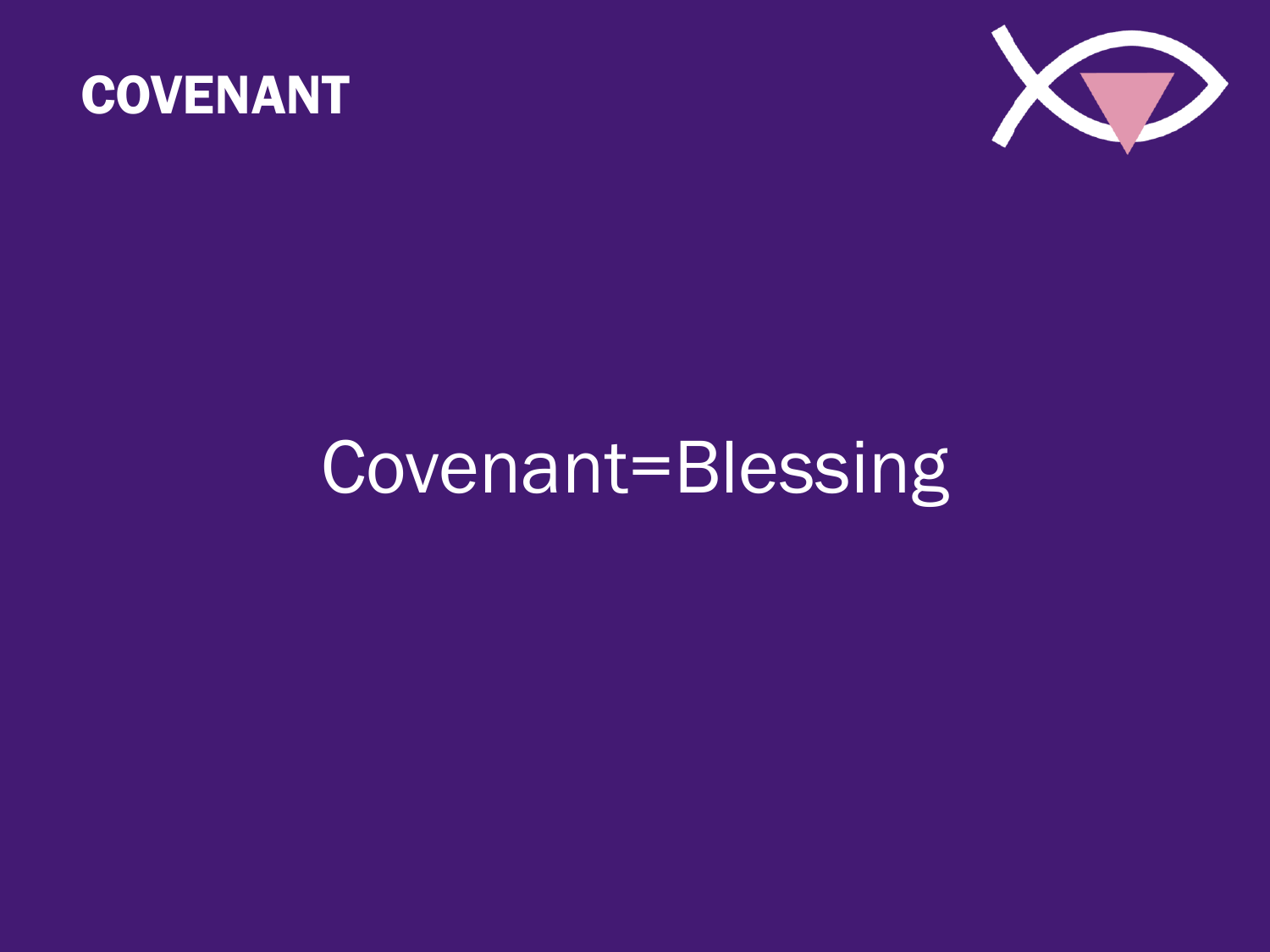# COVENANT

Covenant=Blessing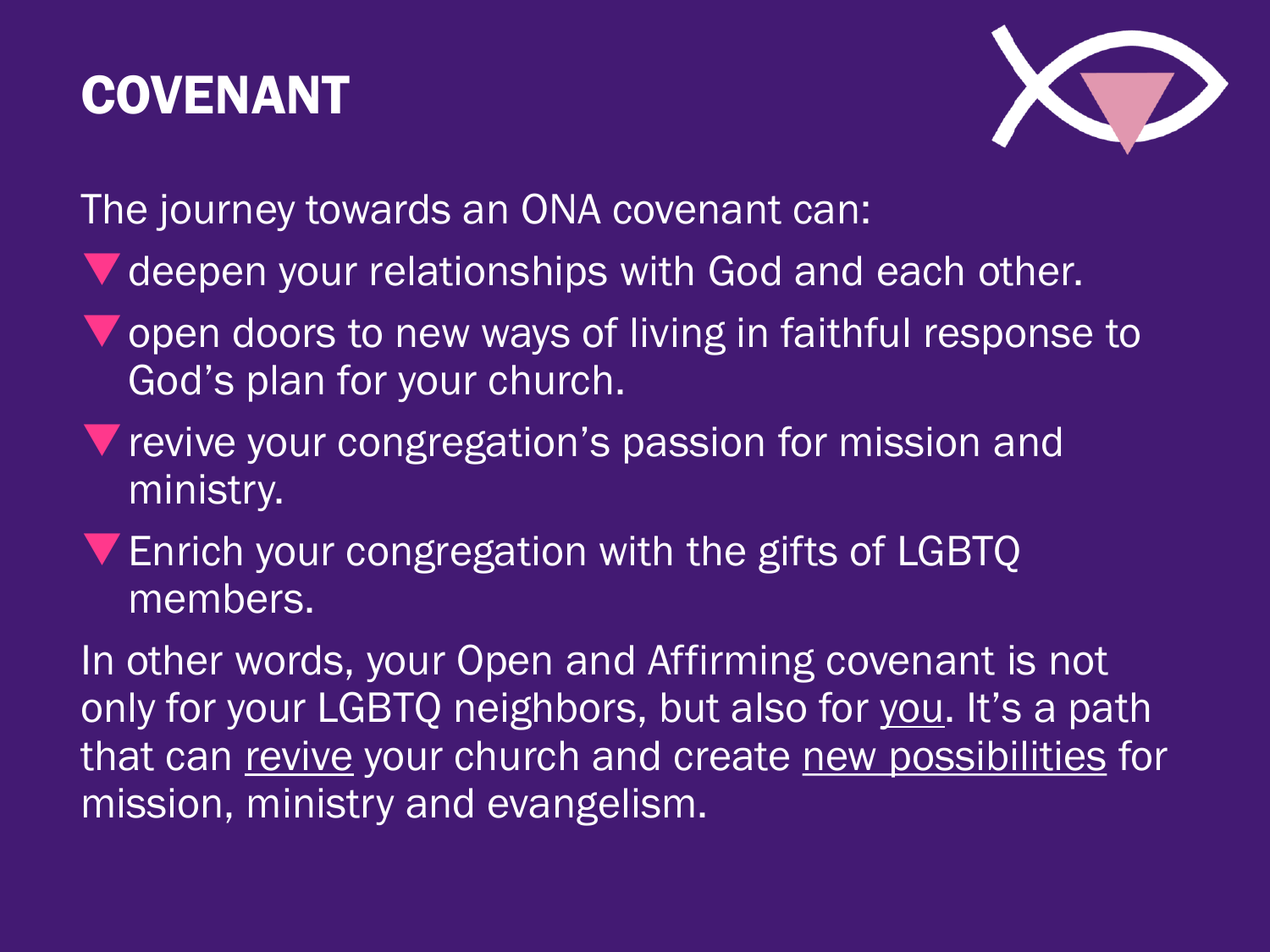# COVENANT

The journey towards an ONA covenant can:

- deepen your relationships with God and each other.
- open doors to new ways of living in faithful response to God's plan for your church.
- revive your congregation's passion for mission and ministry.
- Enrich your congregation with the gifts of LGBTQ members.

In other words, your Open and Affirming covenant is not only for your LGBTQ neighbors, but also for you. It's a path that can revive your church and create new possibilities for mission, ministry and evangelism.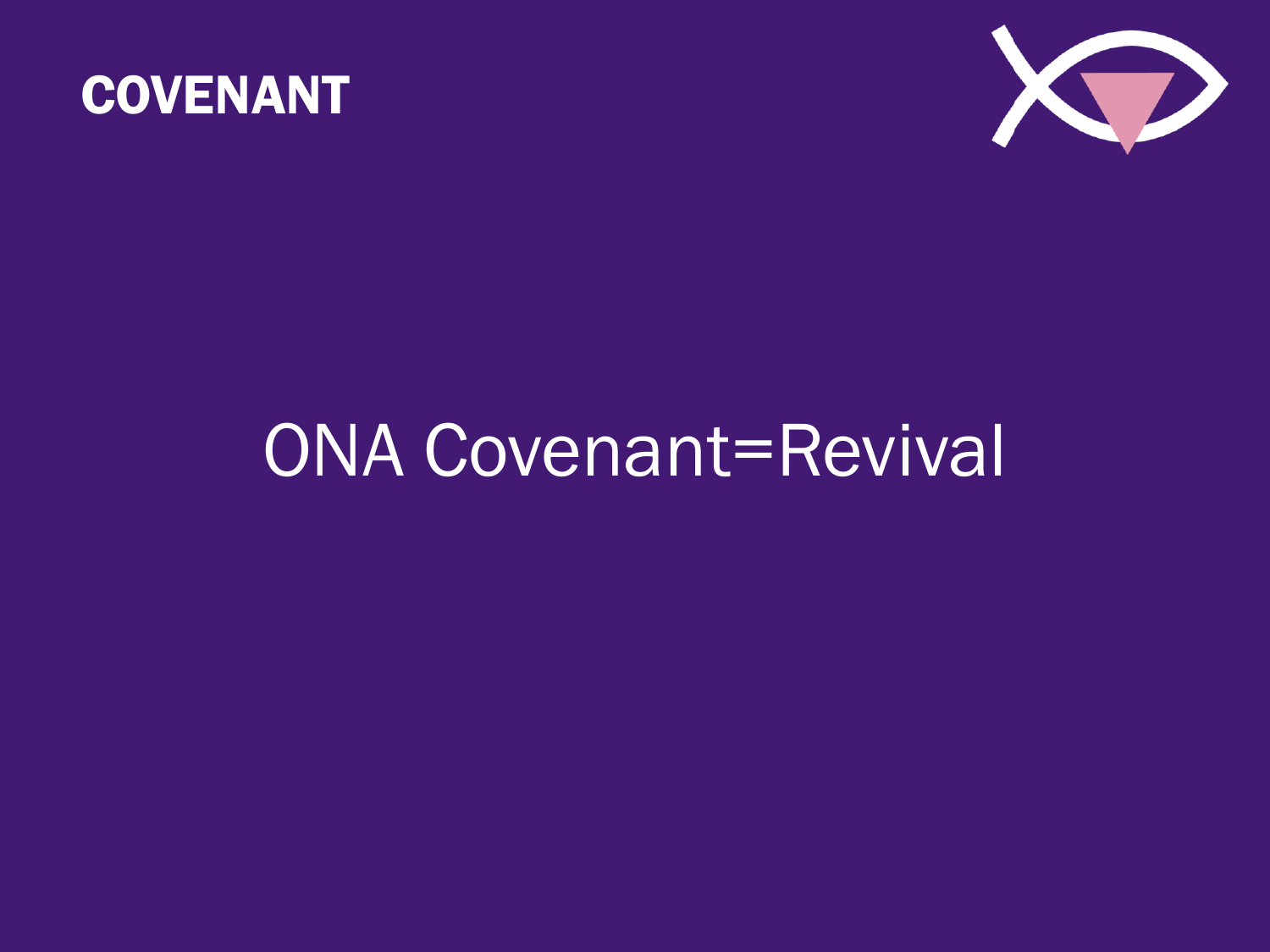# COVENANT

ONA Covenant=Revival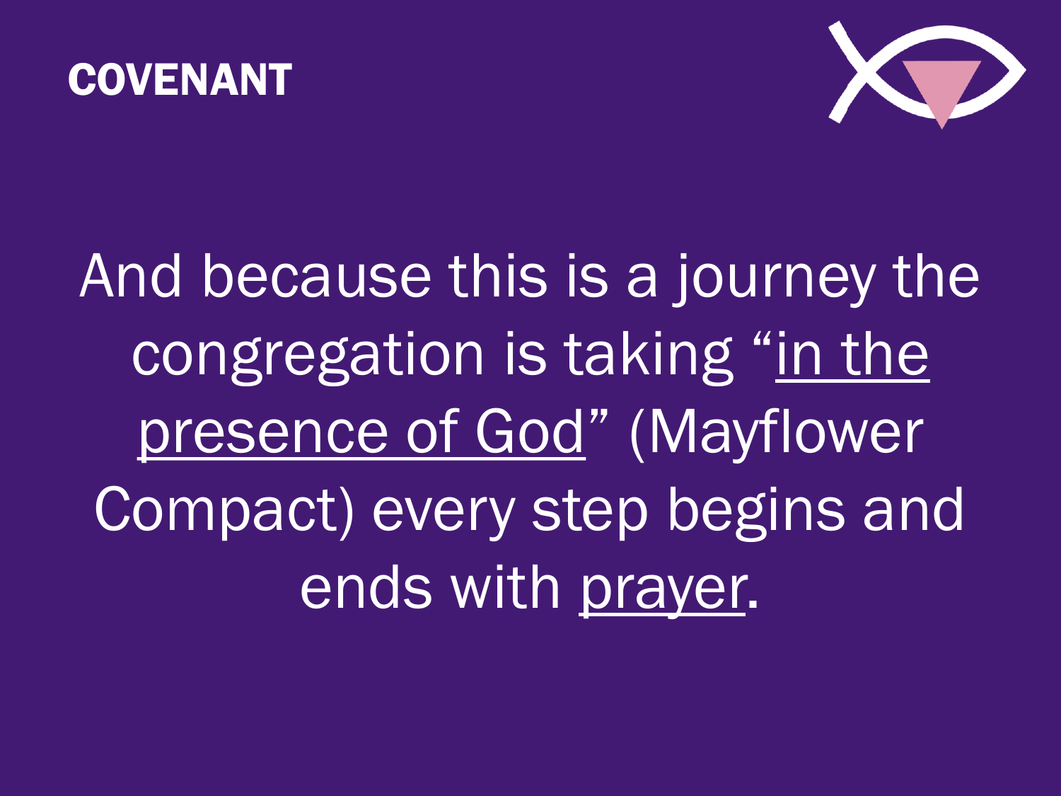# COVENANT

And because this is a journey the congregation is taking "in the presence of God" (Mayflower Compact) every step begins and ends with prayer.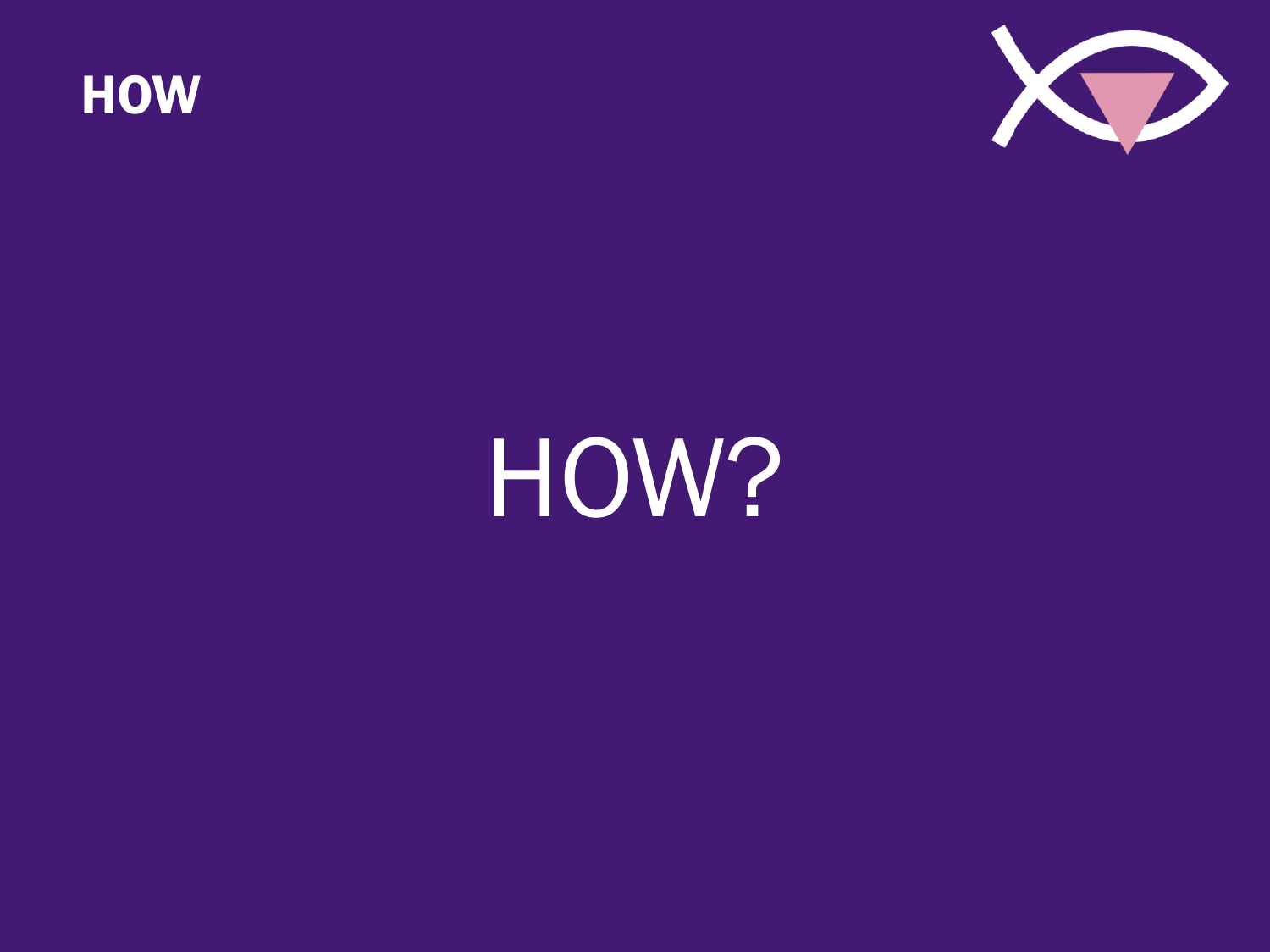# HOW

HOW?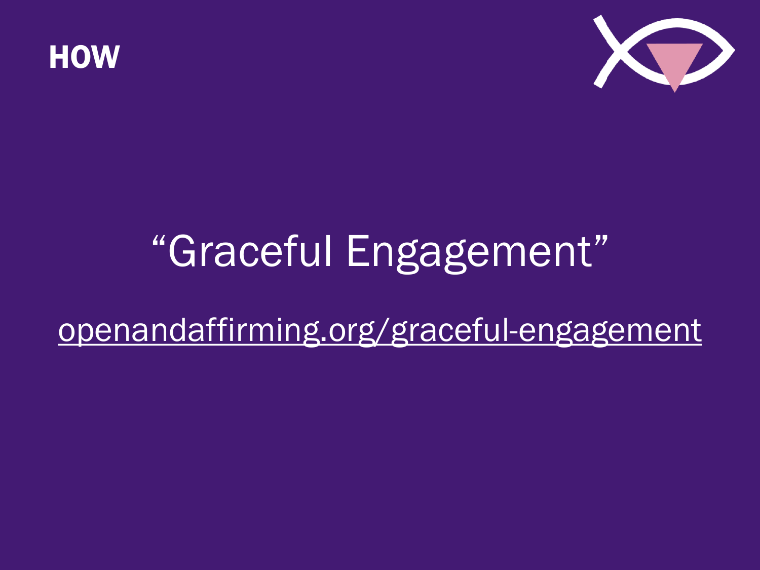# HOW

## "Graceful Engagement"

openandaffirming.org/graceful-engagement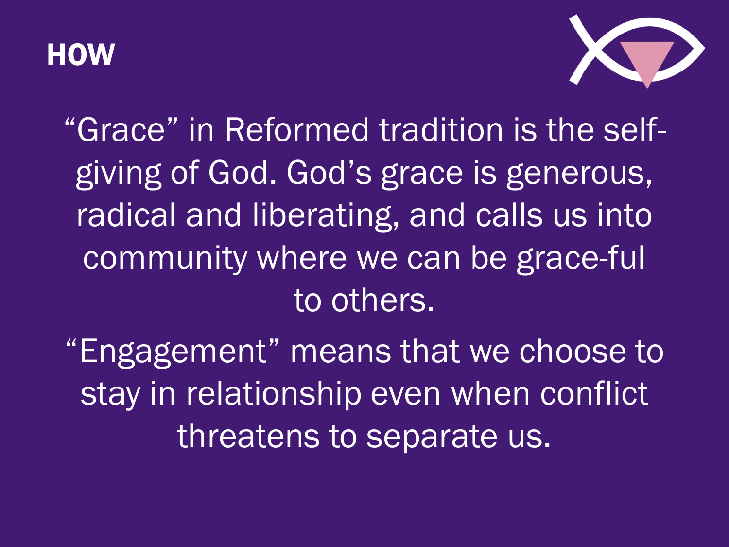# HOW

"Grace" in Reformed tradition is the self-giving of God. God's grace is generous, radical and liberating, and calls us into community where we can be grace-ful to others.

"Engagement" means that we choose to stay in relationship even when conflict threatens to separate us.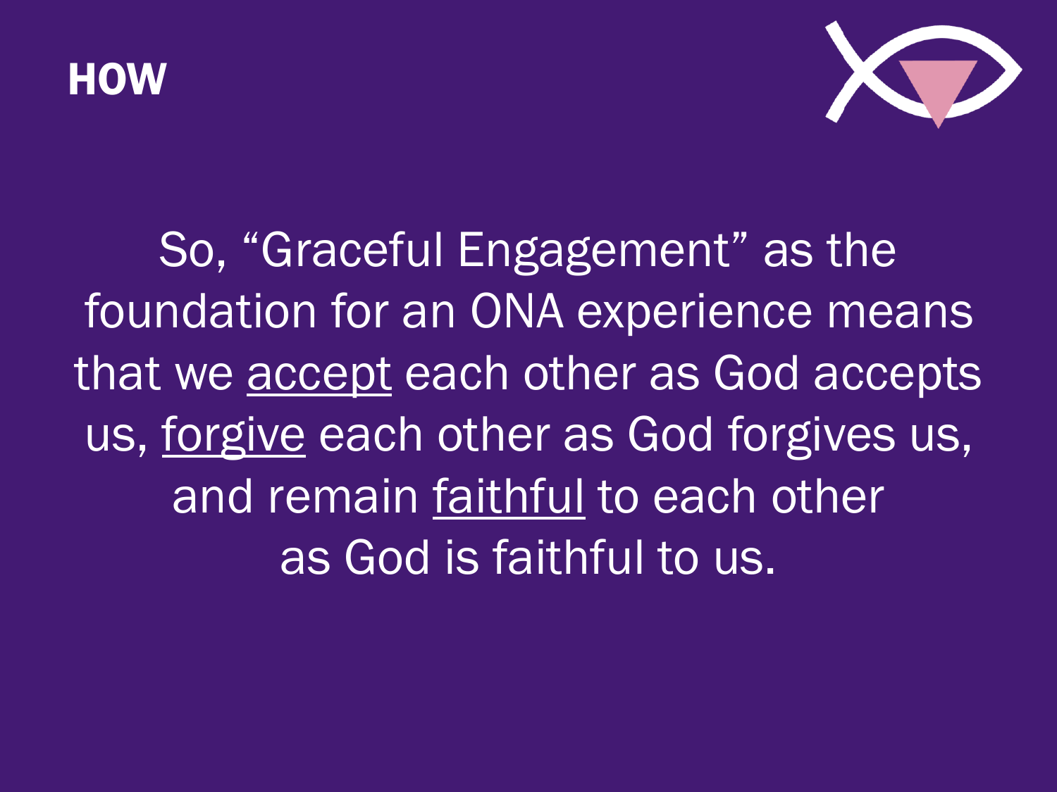# HOW

So, "Graceful Engagement" as the foundation for an ONA experience means that we <u>accept</u> each other as God accepts us, <u>forgive</u> each other as God forgives us, and remain <u>faithful</u> to each other as God is faithful to us.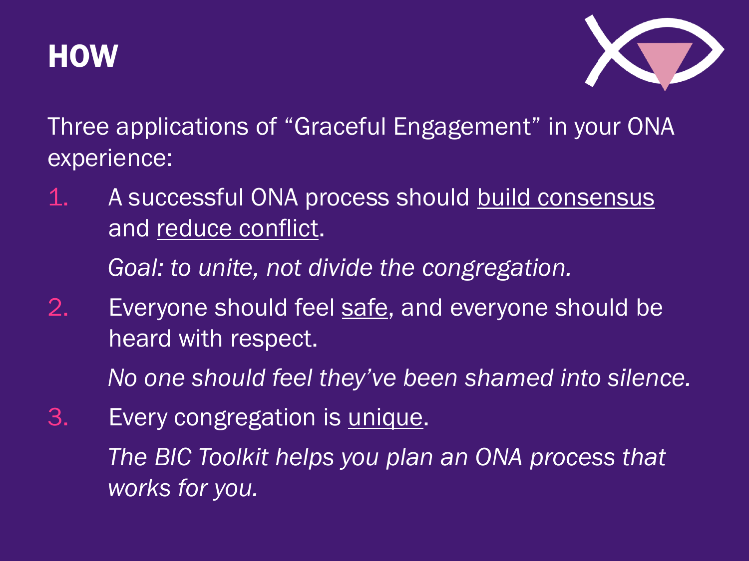# HOW

Three applications of "Graceful Engagement" in your ONA experience:

1. A successful ONA process should build consensus and reduce conflict.

   *Goal: to unite, not divide the congregation.*

2. Everyone should feel safe, and everyone should be heard with respect.

   *No one should feel they've been shamed into silence.*

3. Every congregation is unique.

   *The BIC Toolkit helps you plan an ONA process that works for you.*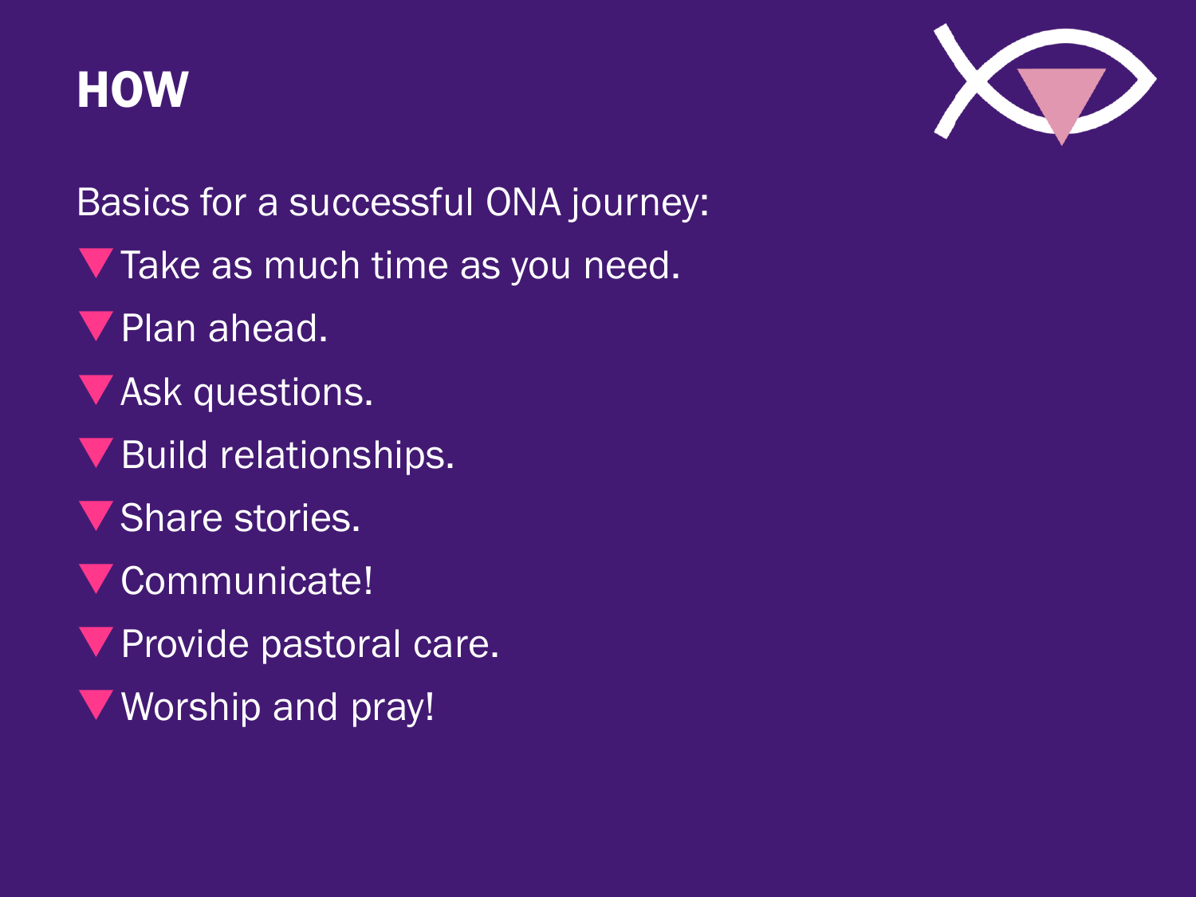# HOW

Basics for a successful ONA journey:

- Take as much time as you need.
- Plan ahead.
- Ask questions.
- Build relationships.
- Share stories.
- Communicate!
- Provide pastoral care.
- Worship and pray!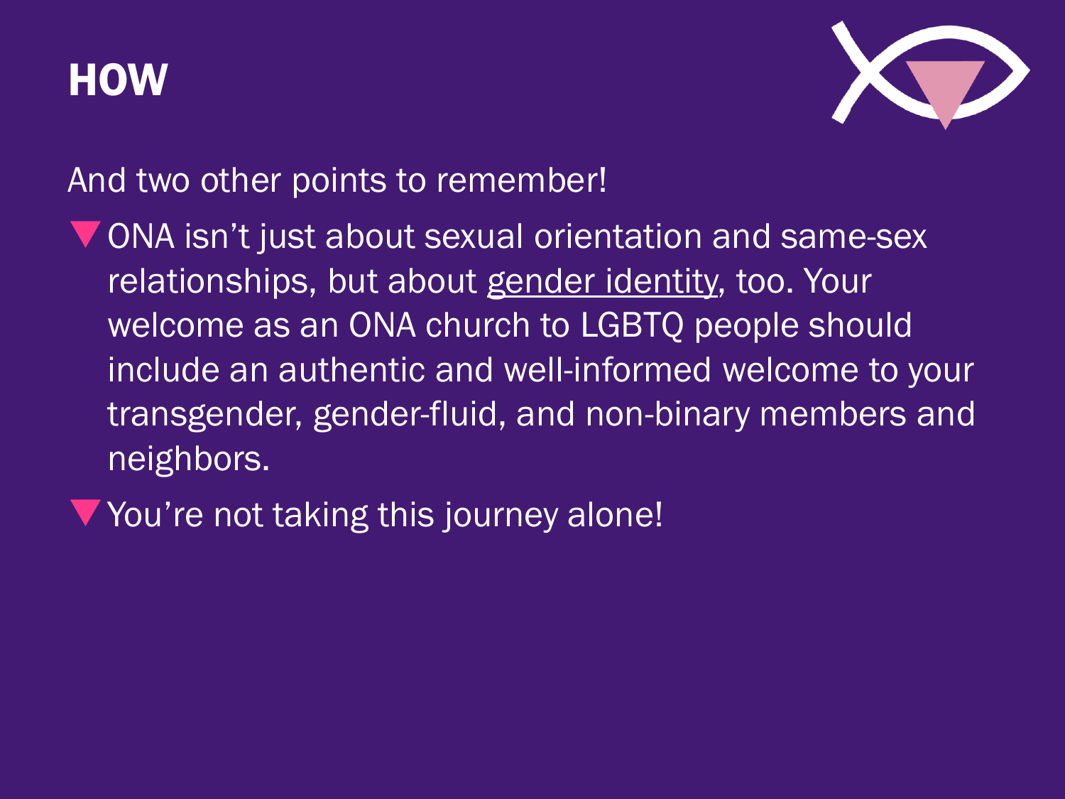# HOW

And two other points to remember!

- ONA isn't just about sexual orientation and same-sex relationships, but about gender identity, too. Your welcome as an ONA church to LGBTQ people should include an authentic and well-informed welcome to your transgender, gender-fluid, and non-binary members and neighbors.
- You're not taking this journey alone!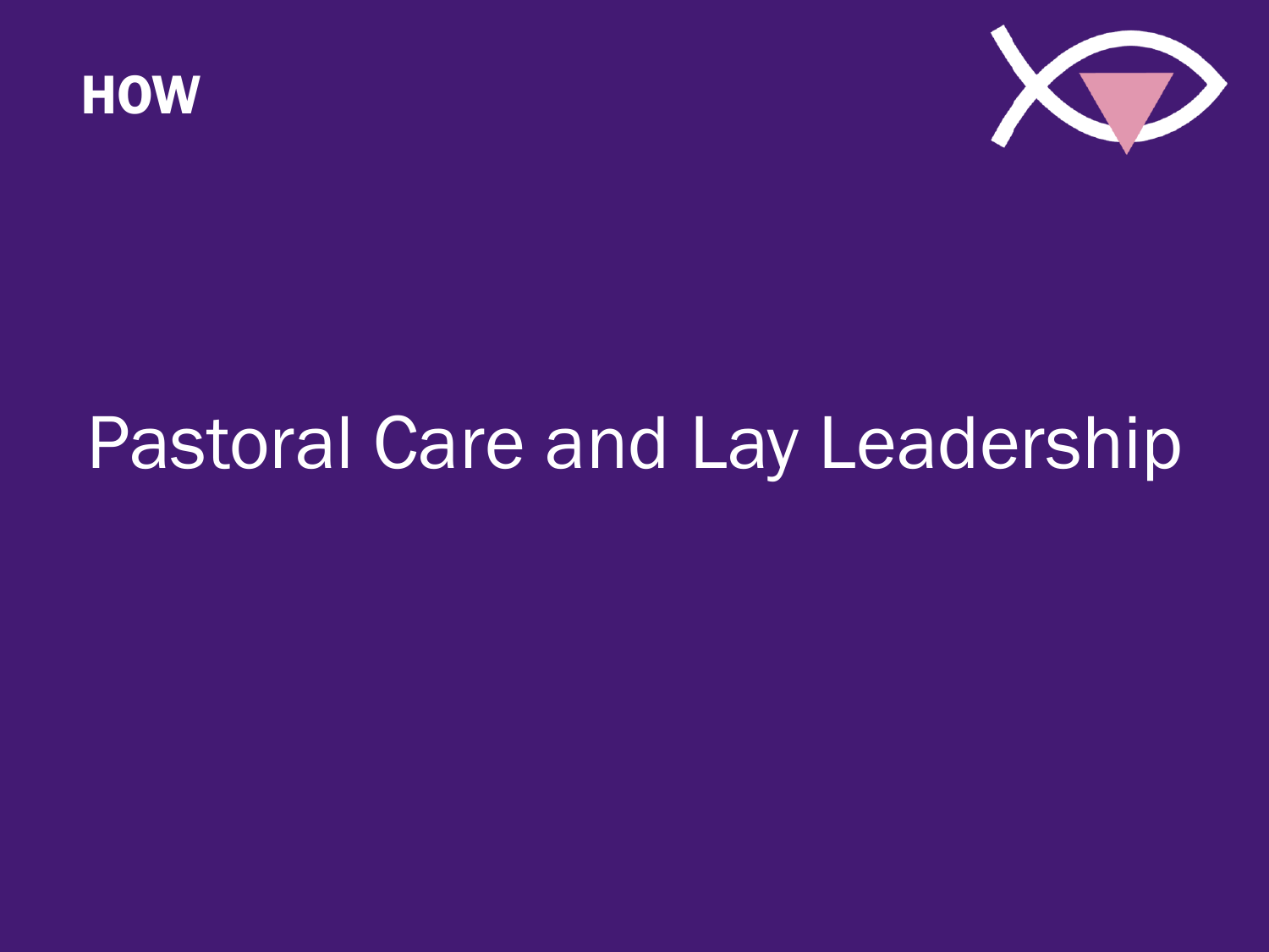HOW

# Pastoral Care and Lay Leadership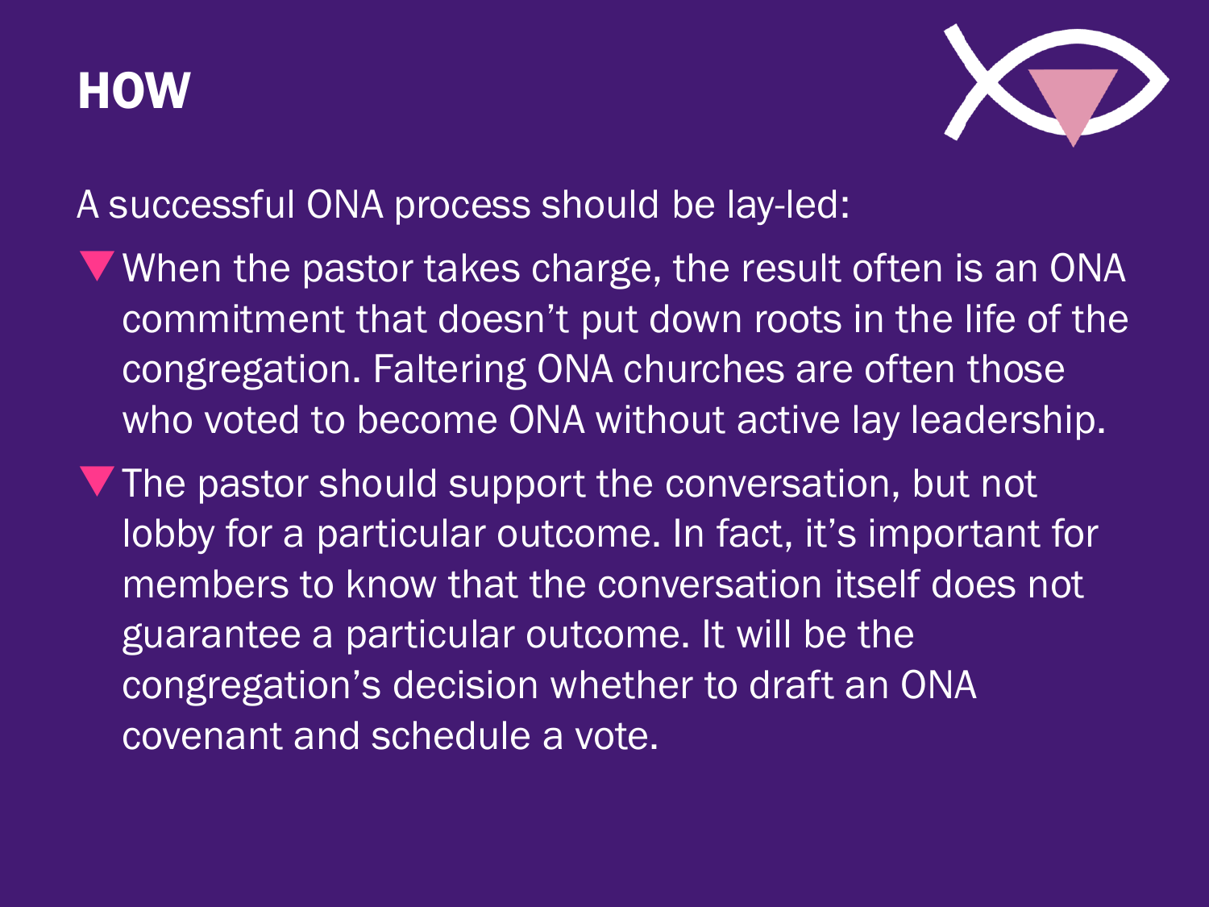# HOW

A successful ONA process should be lay-led:

- When the pastor takes charge, the result often is an ONA commitment that doesn't put down roots in the life of the congregation. Faltering ONA churches are often those who voted to become ONA without active lay leadership.
- The pastor should support the conversation, but not lobby for a particular outcome. In fact, it's important for members to know that the conversation itself does not guarantee a particular outcome. It will be the congregation's decision whether to draft an ONA covenant and schedule a vote.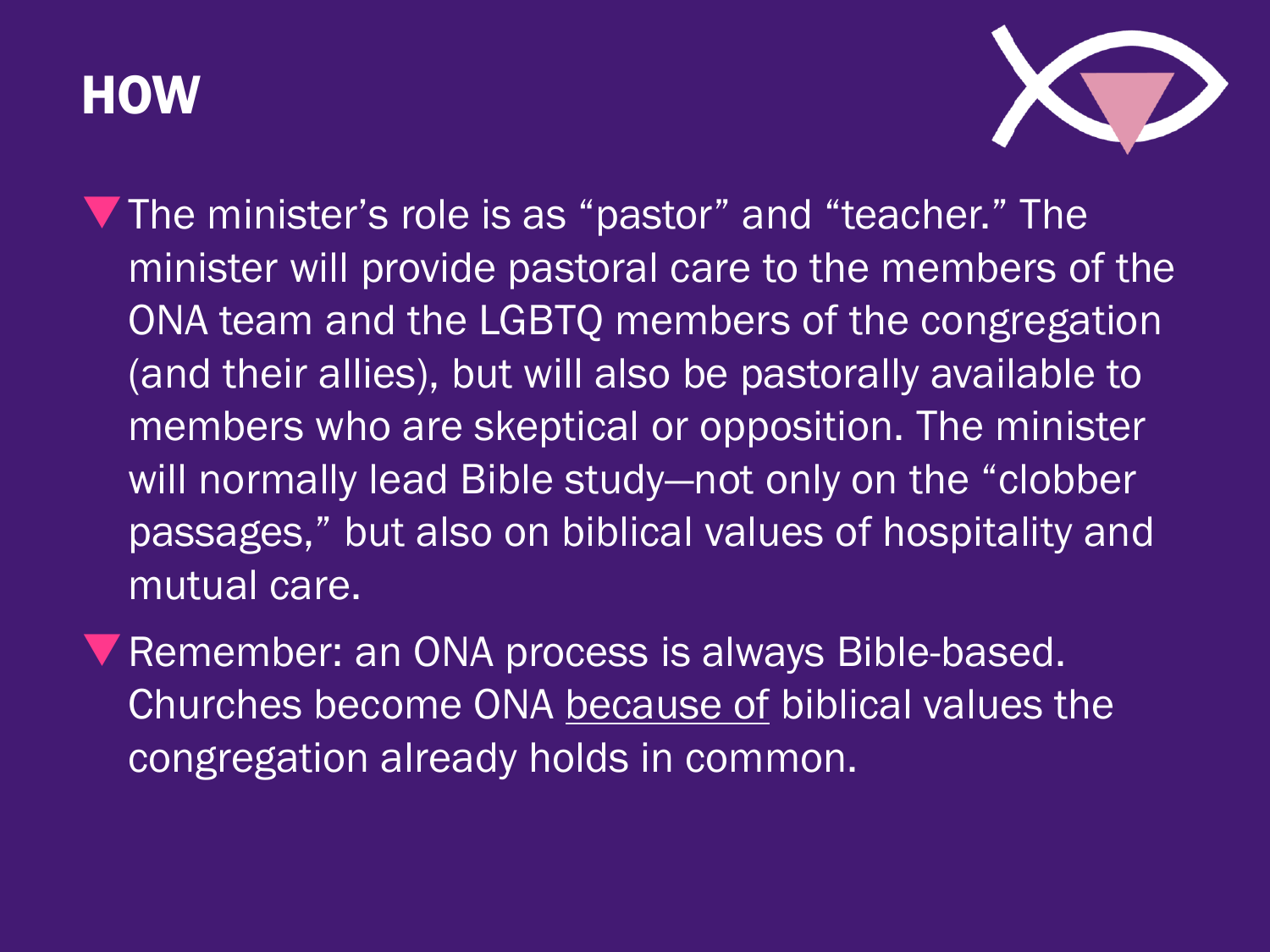# HOW

- The minister's role is as "pastor" and "teacher." The minister will provide pastoral care to the members of the ONA team and the LGBTQ members of the congregation (and their allies), but will also be pastorally available to members who are skeptical or opposition. The minister will normally lead Bible study—not only on the "clobber passages," but also on biblical values of hospitality and mutual care.
- Remember: an ONA process is always Bible-based. Churches become ONA <u>because of</u> biblical values the congregation already holds in common.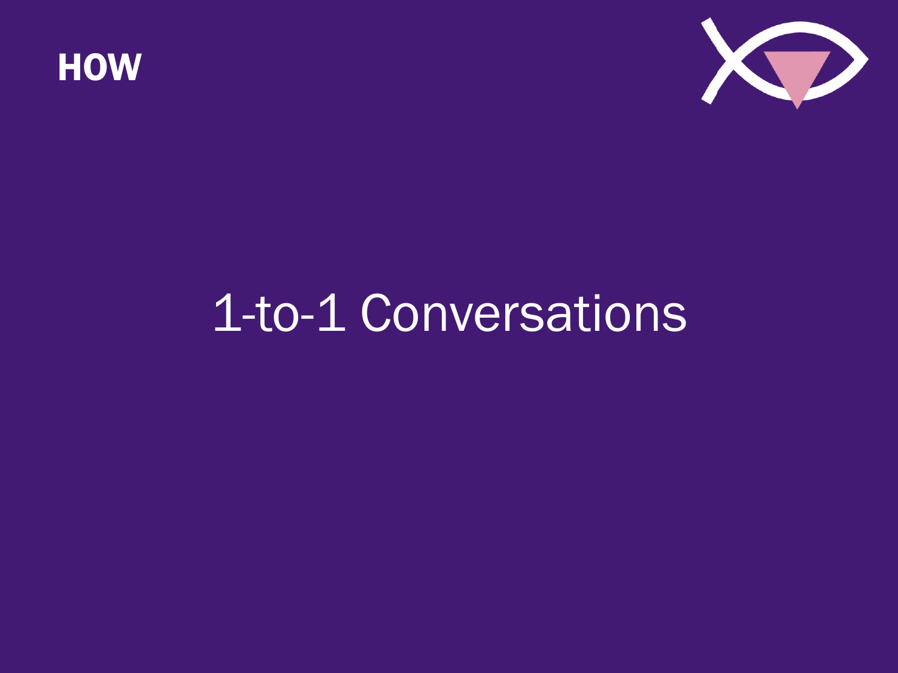## HOW

# 1-to-1 Conversations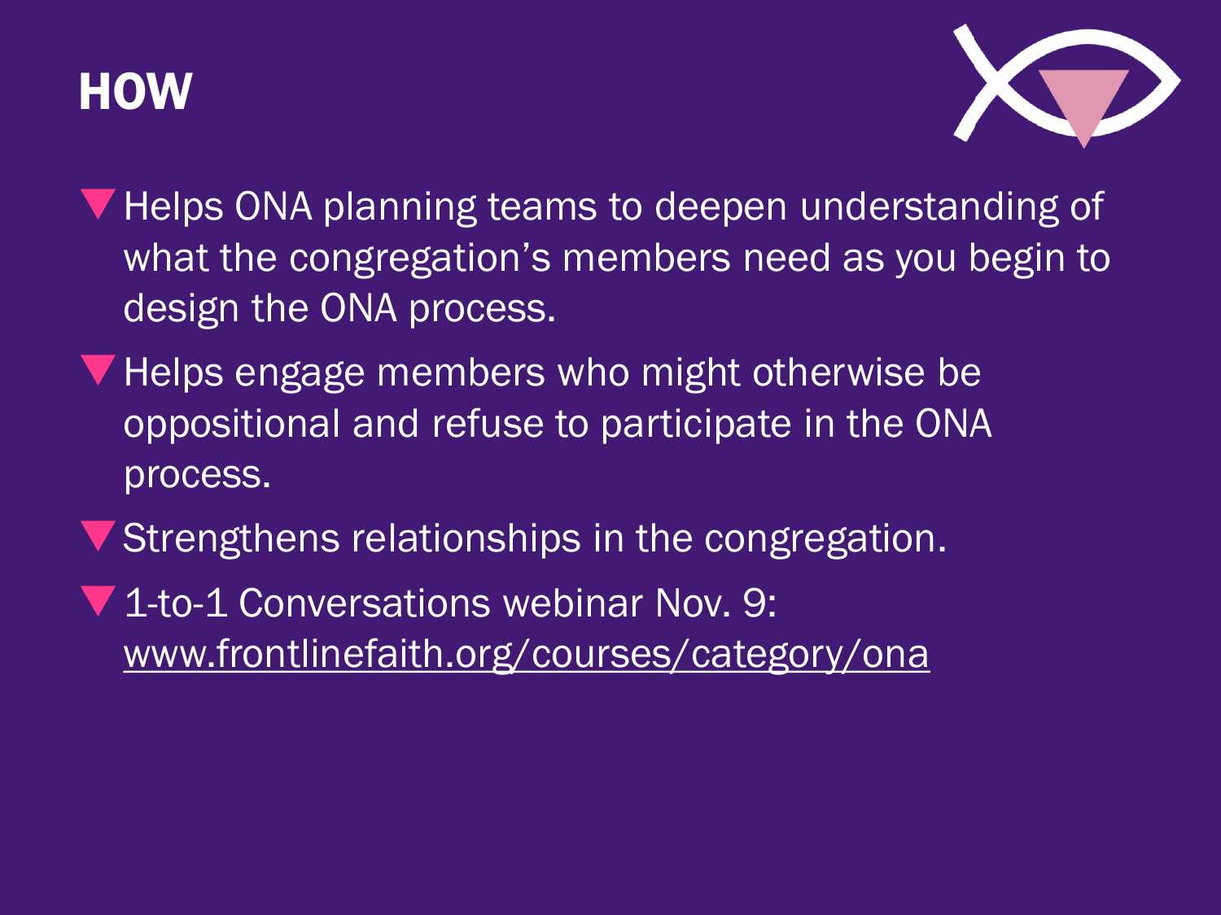# HOW

- Helps ONA planning teams to deepen understanding of what the congregation's members need as you begin to design the ONA process.
- Helps engage members who might otherwise be oppositional and refuse to participate in the ONA process.
- Strengthens relationships in the congregation.
- 1-to-1 Conversations webinar Nov. 9: www.frontlinefaith.org/courses/category/ona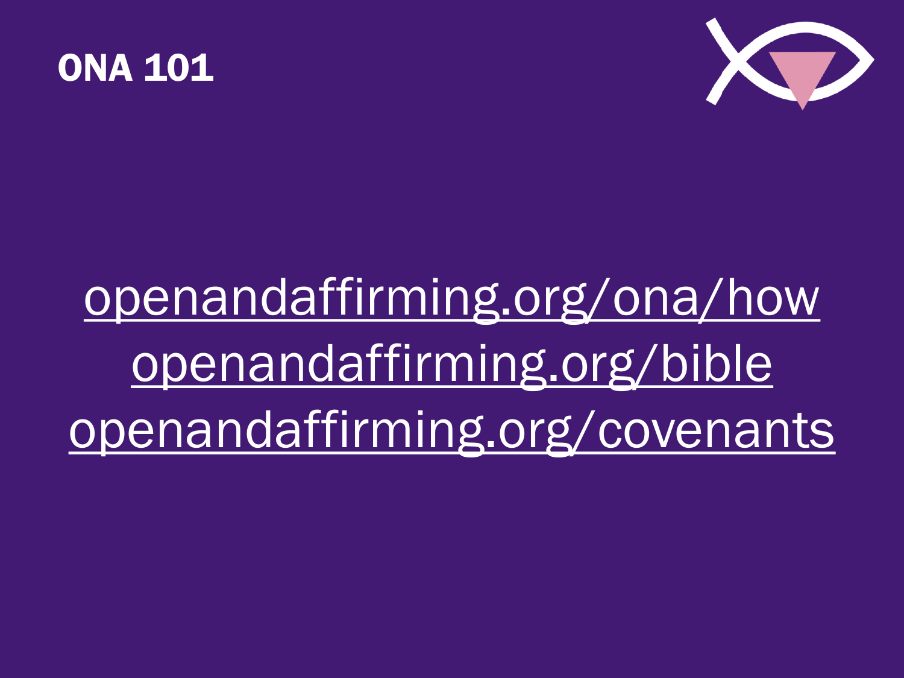# ONA 101

openandaffirming.org/ona/how

openandaffirming.org/bible

openandaffirming.org/covenants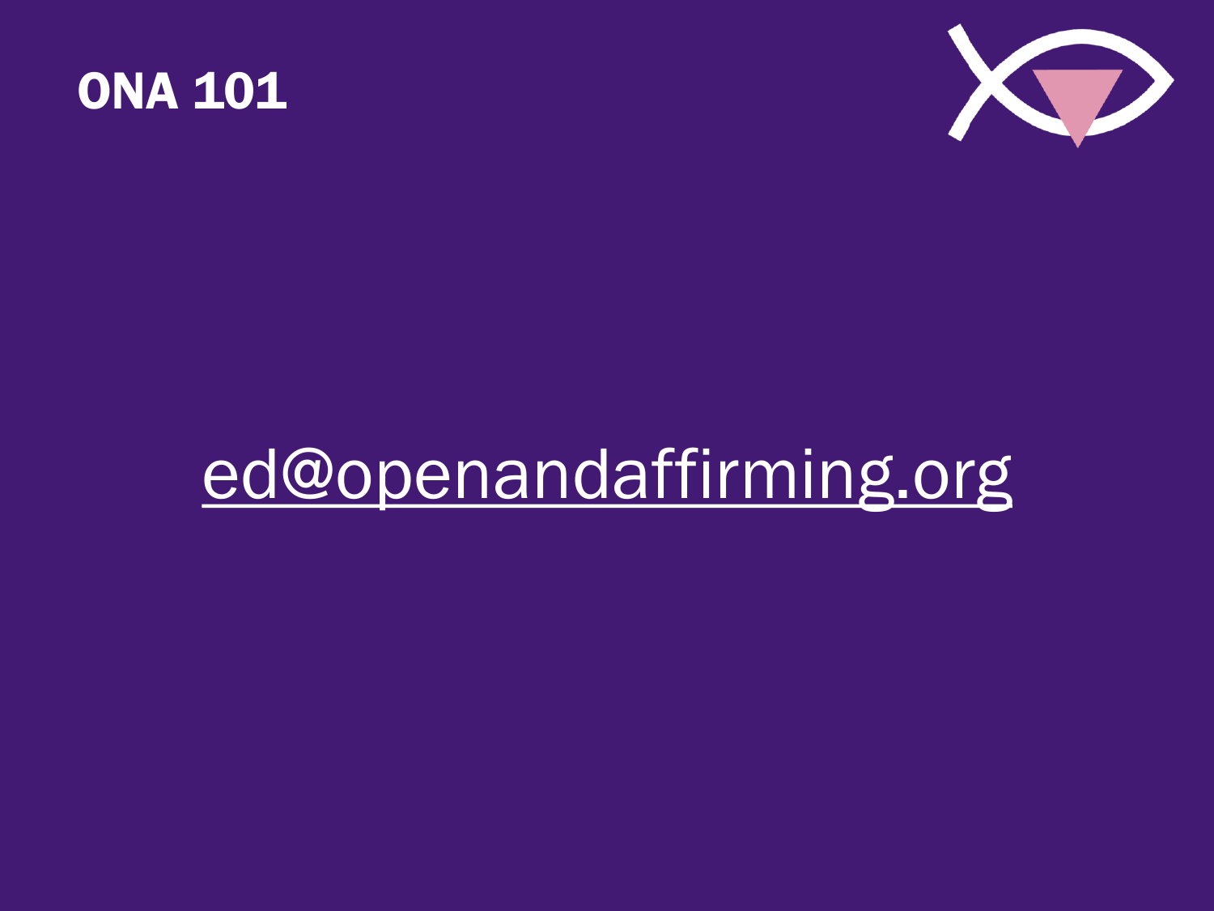ONA 101

ed@openandaffirming.org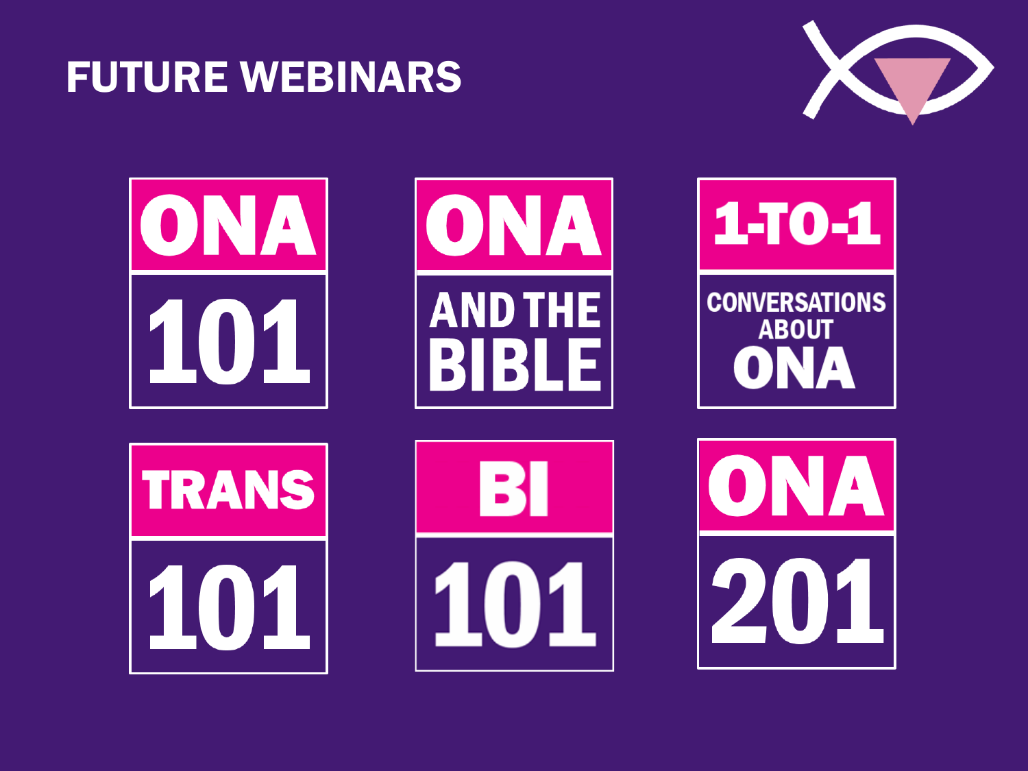# FUTURE WEBINARS

- ONA 101
- ONA AND THE BIBLE
- 1-TO-1 CONVERSATIONS ABOUT ONA
- TRANS 101
- BI 101
- ONA 201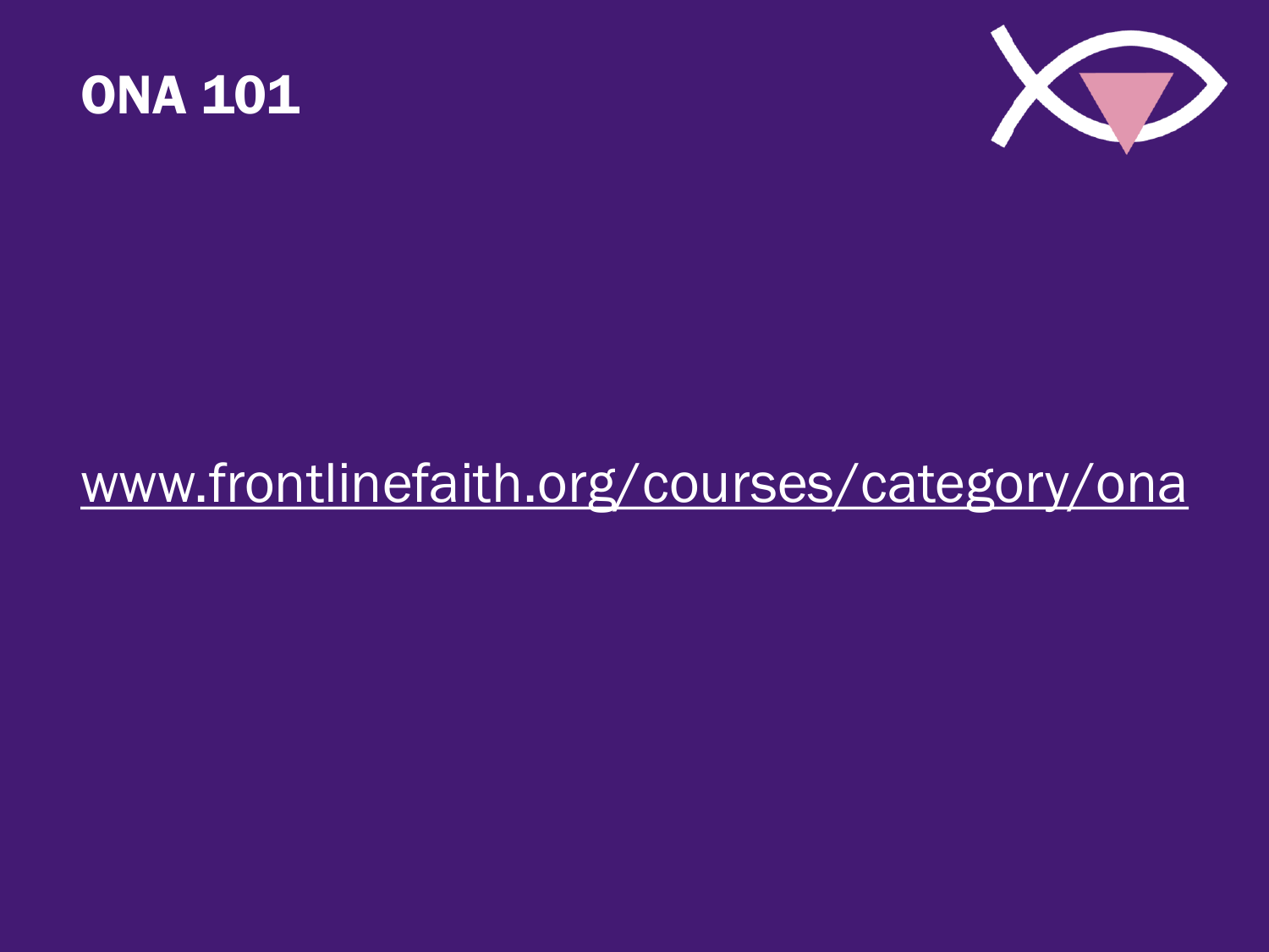# ONA 101

www.frontlinefaith.org/courses/category/ona